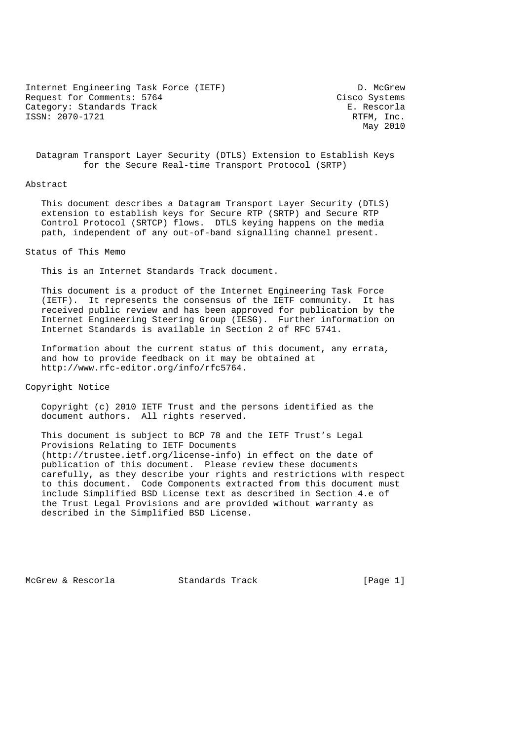Internet Engineering Task Force (IETF) D. McGrew
Request for Comments: 5764 Cisco Systems
Category: Standards Track E. Rescorla
ISSN: 2070-1721 RTFM, Inc.
May 2010

# Datagram Transport Layer Security (DTLS) Extension to Establish Keys for the Secure Real-time Transport Protocol (SRTP)

## Abstract

This document describes a Datagram Transport Layer Security (DTLS) extension to establish keys for Secure RTP (SRTP) and Secure RTP Control Protocol (SRTCP) flows. DTLS keying happens on the media path, independent of any out-of-band signalling channel present.

## Status of This Memo

This is an Internet Standards Track document.

This document is a product of the Internet Engineering Task Force (IETF). It represents the consensus of the IETF community. It has received public review and has been approved for publication by the Internet Engineering Steering Group (IESG). Further information on Internet Standards is available in Section 2 of RFC 5741.

Information about the current status of this document, any errata, and how to provide feedback on it may be obtained at http://www.rfc-editor.org/info/rfc5764.

## Copyright Notice

Copyright (c) 2010 IETF Trust and the persons identified as the document authors. All rights reserved.

This document is subject to BCP 78 and the IETF Trust's Legal Provisions Relating to IETF Documents (http://trustee.ietf.org/license-info) in effect on the date of publication of this document. Please review these documents carefully, as they describe your rights and restrictions with respect to this document. Code Components extracted from this document must include Simplified BSD License text as described in Section 4.e of the Trust Legal Provisions and are provided without warranty as described in the Simplified BSD License.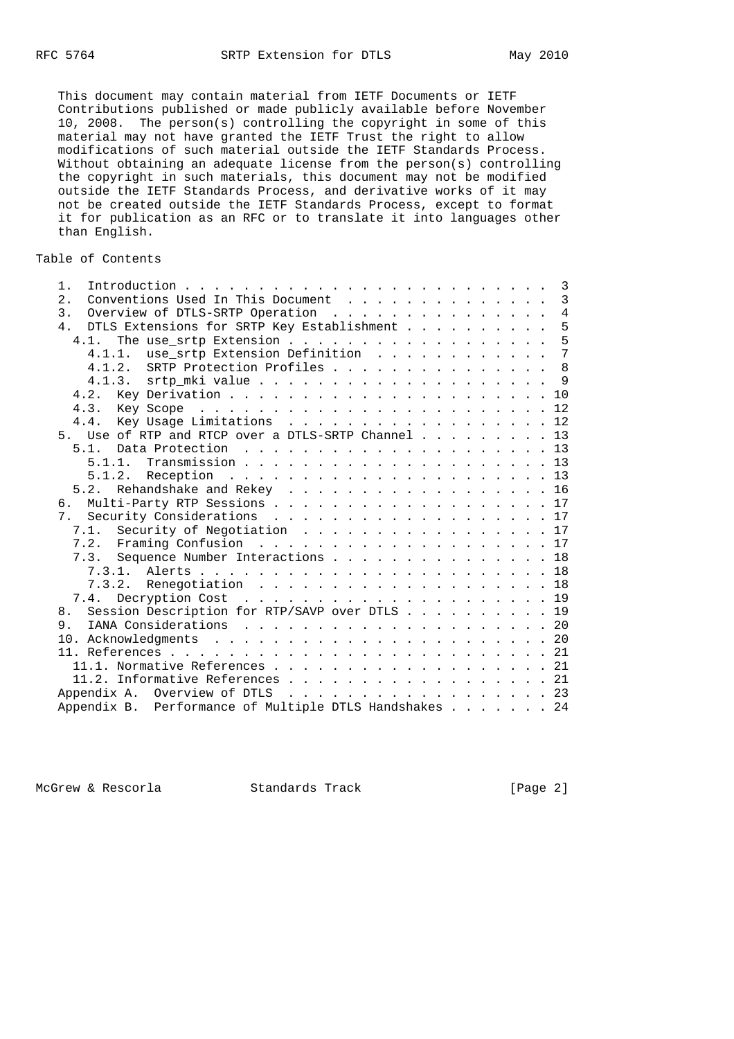This document may contain material from IETF Documents or IETF Contributions published or made publicly available before November 10, 2008. The person(s) controlling the copyright in some of this material may not have granted the IETF Trust the right to allow modifications of such material outside the IETF Standards Process. Without obtaining an adequate license from the person(s) controlling the copyright in such materials, this document may not be modified outside the IETF Standards Process, and derivative works of it may not be created outside the IETF Standards Process, except to format it for publication as an RFC or to translate it into languages other than English.

## Table of Contents

```
   1.  Introduction . . . . . . . . . . . . . . . . . . . . . . . . .  3
   2.  Conventions Used In This Document  . . . . . . . . . . . . . .  3
   3.  Overview of DTLS-SRTP Operation  . . . . . . . . . . . . . . .  4
   4.  DTLS Extensions for SRTP Key Establishment . . . . . . . . . .  5
     4.1.  The use_srtp Extension . . . . . . . . . . . . . . . . . .  5
       4.1.1.  use_srtp Extension Definition  . . . . . . . . . . . .  7
       4.1.2.  SRTP Protection Profiles . . . . . . . . . . . . . . .  8
       4.1.3.  srtp_mki value . . . . . . . . . . . . . . . . . . . .  9
     4.2.  Key Derivation . . . . . . . . . . . . . . . . . . . . . . 10
     4.3.  Key Scope  . . . . . . . . . . . . . . . . . . . . . . . . 12
     4.4.  Key Usage Limitations  . . . . . . . . . . . . . . . . . . 12
   5.  Use of RTP and RTCP over a DTLS-SRTP Channel . . . . . . . . . 13
     5.1.  Data Protection  . . . . . . . . . . . . . . . . . . . . . 13
       5.1.1.  Transmission . . . . . . . . . . . . . . . . . . . . . 13
       5.1.2.  Reception  . . . . . . . . . . . . . . . . . . . . . . 13
     5.2.  Rehandshake and Rekey  . . . . . . . . . . . . . . . . . . 16
   6.  Multi-Party RTP Sessions . . . . . . . . . . . . . . . . . . . 17
   7.  Security Considerations  . . . . . . . . . . . . . . . . . . . 17
     7.1.  Security of Negotiation  . . . . . . . . . . . . . . . . . 17
     7.2.  Framing Confusion  . . . . . . . . . . . . . . . . . . . . 17
     7.3.  Sequence Number Interactions . . . . . . . . . . . . . . . 18
       7.3.1.  Alerts . . . . . . . . . . . . . . . . . . . . . . . . 18
       7.3.2.  Renegotiation  . . . . . . . . . . . . . . . . . . . . 18
     7.4.  Decryption Cost  . . . . . . . . . . . . . . . . . . . . . 19
   8.  Session Description for RTP/SAVP over DTLS . . . . . . . . . . 19
   9.  IANA Considerations  . . . . . . . . . . . . . . . . . . . . . 20
   10. Acknowledgments  . . . . . . . . . . . . . . . . . . . . . . . 20
   11. References . . . . . . . . . . . . . . . . . . . . . . . . . . 21
     11.1. Normative References . . . . . . . . . . . . . . . . . . . 21
     11.2. Informative References . . . . . . . . . . . . . . . . . . 21
   Appendix A.  Overview of DTLS  . . . . . . . . . . . . . . . . . . 23
   Appendix B.  Performance of Multiple DTLS Handshakes . . . . . . . 24
```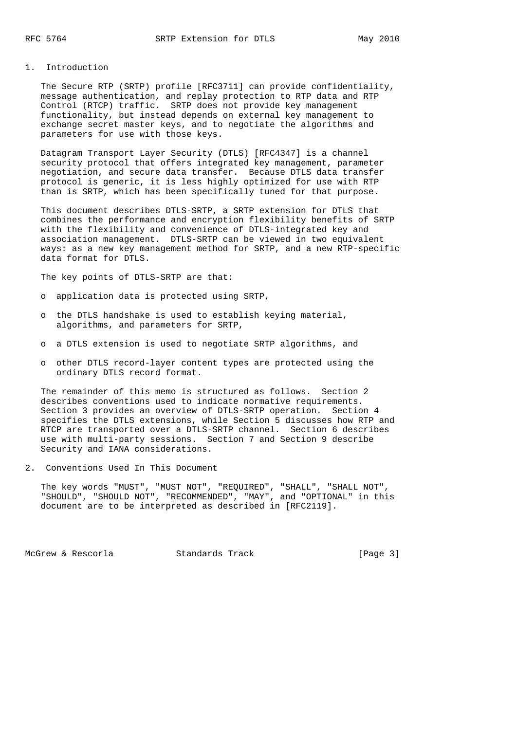## 1. Introduction

The Secure RTP (SRTP) profile [RFC3711] can provide confidentiality, message authentication, and replay protection to RTP data and RTP Control (RTCP) traffic. SRTP does not provide key management functionality, but instead depends on external key management to exchange secret master keys, and to negotiate the algorithms and parameters for use with those keys.

Datagram Transport Layer Security (DTLS) [RFC4347] is a channel security protocol that offers integrated key management, parameter negotiation, and secure data transfer. Because DTLS data transfer protocol is generic, it is less highly optimized for use with RTP than is SRTP, which has been specifically tuned for that purpose.

This document describes DTLS-SRTP, a SRTP extension for DTLS that combines the performance and encryption flexibility benefits of SRTP with the flexibility and convenience of DTLS-integrated key and association management. DTLS-SRTP can be viewed in two equivalent ways: as a new key management method for SRTP, and a new RTP-specific data format for DTLS.

The key points of DTLS-SRTP are that:

- application data is protected using SRTP,
- the DTLS handshake is used to establish keying material, algorithms, and parameters for SRTP,
- a DTLS extension is used to negotiate SRTP algorithms, and
- other DTLS record-layer content types are protected using the ordinary DTLS record format.

The remainder of this memo is structured as follows. Section 2 describes conventions used to indicate normative requirements. Section 3 provides an overview of DTLS-SRTP operation. Section 4 specifies the DTLS extensions, while Section 5 discusses how RTP and RTCP are transported over a DTLS-SRTP channel. Section 6 describes use with multi-party sessions. Section 7 and Section 9 describe Security and IANA considerations.

## 2. Conventions Used In This Document

The key words "MUST", "MUST NOT", "REQUIRED", "SHALL", "SHALL NOT", "SHOULD", "SHOULD NOT", "RECOMMENDED", "MAY", and "OPTIONAL" in this document are to be interpreted as described in [RFC2119].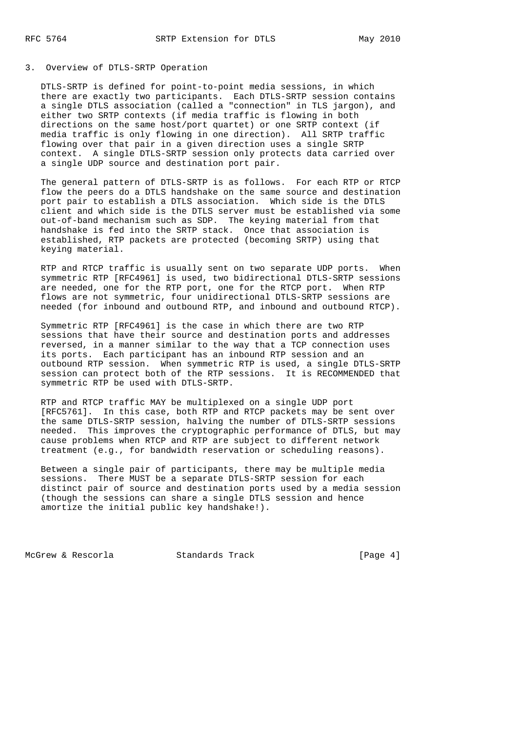## 3. Overview of DTLS-SRTP Operation

DTLS-SRTP is defined for point-to-point media sessions, in which there are exactly two participants. Each DTLS-SRTP session contains a single DTLS association (called a "connection" in TLS jargon), and either two SRTP contexts (if media traffic is flowing in both directions on the same host/port quartet) or one SRTP context (if media traffic is only flowing in one direction). All SRTP traffic flowing over that pair in a given direction uses a single SRTP context. A single DTLS-SRTP session only protects data carried over a single UDP source and destination port pair.

The general pattern of DTLS-SRTP is as follows. For each RTP or RTCP flow the peers do a DTLS handshake on the same source and destination port pair to establish a DTLS association. Which side is the DTLS client and which side is the DTLS server must be established via some out-of-band mechanism such as SDP. The keying material from that handshake is fed into the SRTP stack. Once that association is established, RTP packets are protected (becoming SRTP) using that keying material.

RTP and RTCP traffic is usually sent on two separate UDP ports. When symmetric RTP [RFC4961] is used, two bidirectional DTLS-SRTP sessions are needed, one for the RTP port, one for the RTCP port. When RTP flows are not symmetric, four unidirectional DTLS-SRTP sessions are needed (for inbound and outbound RTP, and inbound and outbound RTCP).

Symmetric RTP [RFC4961] is the case in which there are two RTP sessions that have their source and destination ports and addresses reversed, in a manner similar to the way that a TCP connection uses its ports. Each participant has an inbound RTP session and an outbound RTP session. When symmetric RTP is used, a single DTLS-SRTP session can protect both of the RTP sessions. It is RECOMMENDED that symmetric RTP be used with DTLS-SRTP.

RTP and RTCP traffic MAY be multiplexed on a single UDP port [RFC5761]. In this case, both RTP and RTCP packets may be sent over the same DTLS-SRTP session, halving the number of DTLS-SRTP sessions needed. This improves the cryptographic performance of DTLS, but may cause problems when RTCP and RTP are subject to different network treatment (e.g., for bandwidth reservation or scheduling reasons).

Between a single pair of participants, there may be multiple media sessions. There MUST be a separate DTLS-SRTP session for each distinct pair of source and destination ports used by a media session (though the sessions can share a single DTLS session and hence amortize the initial public key handshake!).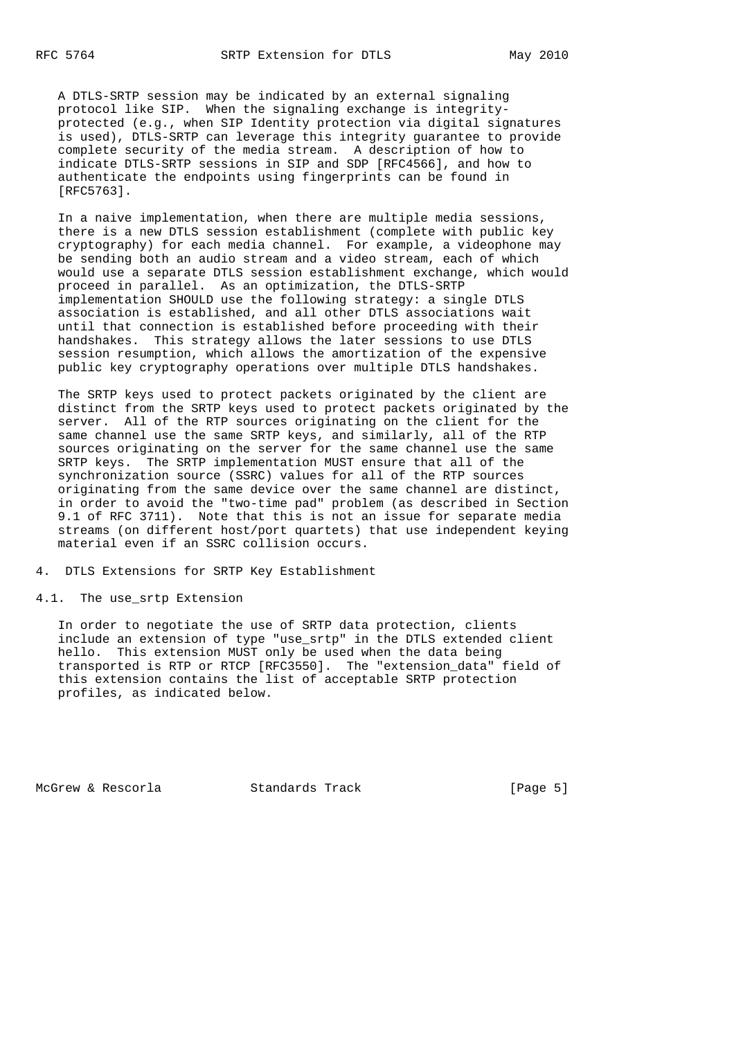A DTLS-SRTP session may be indicated by an external signaling protocol like SIP. When the signaling exchange is integrity-protected (e.g., when SIP Identity protection via digital signatures is used), DTLS-SRTP can leverage this integrity guarantee to provide complete security of the media stream. A description of how to indicate DTLS-SRTP sessions in SIP and SDP [RFC4566], and how to authenticate the endpoints using fingerprints can be found in [RFC5763].

In a naive implementation, when there are multiple media sessions, there is a new DTLS session establishment (complete with public key cryptography) for each media channel. For example, a videophone may be sending both an audio stream and a video stream, each of which would use a separate DTLS session establishment exchange, which would proceed in parallel. As an optimization, the DTLS-SRTP implementation SHOULD use the following strategy: a single DTLS association is established, and all other DTLS associations wait until that connection is established before proceeding with their handshakes. This strategy allows the later sessions to use DTLS session resumption, which allows the amortization of the expensive public key cryptography operations over multiple DTLS handshakes.

The SRTP keys used to protect packets originated by the client are distinct from the SRTP keys used to protect packets originated by the server. All of the RTP sources originating on the client for the same channel use the same SRTP keys, and similarly, all of the RTP sources originating on the server for the same channel use the same SRTP keys. The SRTP implementation MUST ensure that all of the synchronization source (SSRC) values for all of the RTP sources originating from the same device over the same channel are distinct, in order to avoid the "two-time pad" problem (as described in Section 9.1 of RFC 3711). Note that this is not an issue for separate media streams (on different host/port quartets) that use independent keying material even if an SSRC collision occurs.

## 4. DTLS Extensions for SRTP Key Establishment

### 4.1. The use_srtp Extension

In order to negotiate the use of SRTP data protection, clients include an extension of type "use_srtp" in the DTLS extended client hello. This extension MUST only be used when the data being transported is RTP or RTCP [RFC3550]. The "extension_data" field of this extension contains the list of acceptable SRTP protection profiles, as indicated below.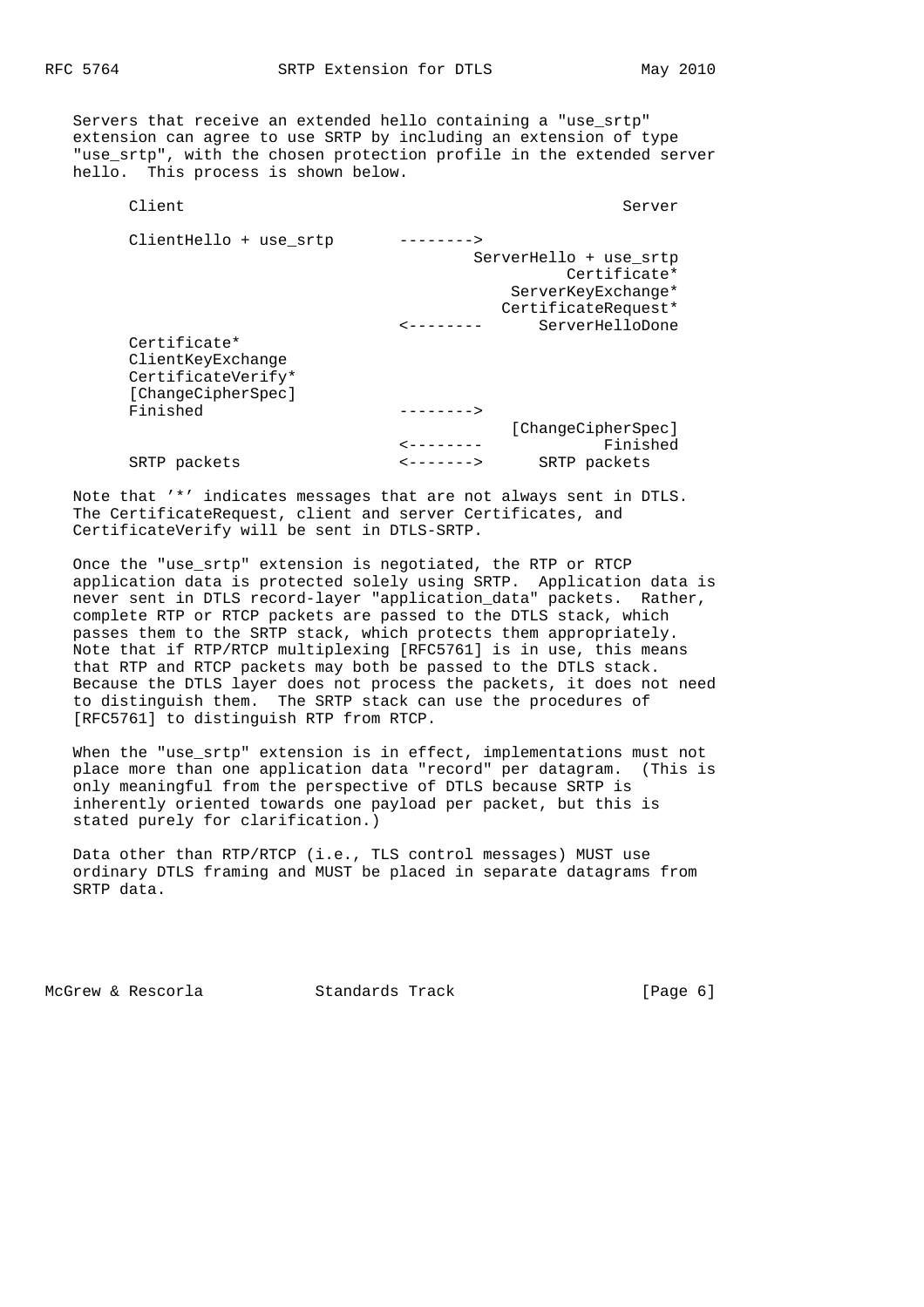Servers that receive an extended hello containing a "use_srtp" extension can agree to use SRTP by including an extension of type "use_srtp", with the chosen protection profile in the extended server hello. This process is shown below.

```
      Client                                               Server

      ClientHello + use_srtp       -------->
                                           ServerHello + use_srtp
                                                     Certificate*
                                               ServerKeyExchange*
                                              CertificateRequest*
                                   <--------      ServerHelloDone
      Certificate*
      ClientKeyExchange
      CertificateVerify*
      [ChangeCipherSpec]
      Finished                     -------->
                                               [ChangeCipherSpec]
                                   <--------             Finished
      SRTP packets                 <------->      SRTP packets
```

Note that '*' indicates messages that are not always sent in DTLS. The CertificateRequest, client and server Certificates, and CertificateVerify will be sent in DTLS-SRTP.

Once the "use_srtp" extension is negotiated, the RTP or RTCP application data is protected solely using SRTP. Application data is never sent in DTLS record-layer "application_data" packets. Rather, complete RTP or RTCP packets are passed to the DTLS stack, which passes them to the SRTP stack, which protects them appropriately. Note that if RTP/RTCP multiplexing [RFC5761] is in use, this means that RTP and RTCP packets may both be passed to the DTLS stack. Because the DTLS layer does not process the packets, it does not need to distinguish them. The SRTP stack can use the procedures of [RFC5761] to distinguish RTP from RTCP.

When the "use_srtp" extension is in effect, implementations must not place more than one application data "record" per datagram. (This is only meaningful from the perspective of DTLS because SRTP is inherently oriented towards one payload per packet, but this is stated purely for clarification.)

Data other than RTP/RTCP (i.e., TLS control messages) MUST use ordinary DTLS framing and MUST be placed in separate datagrams from SRTP data.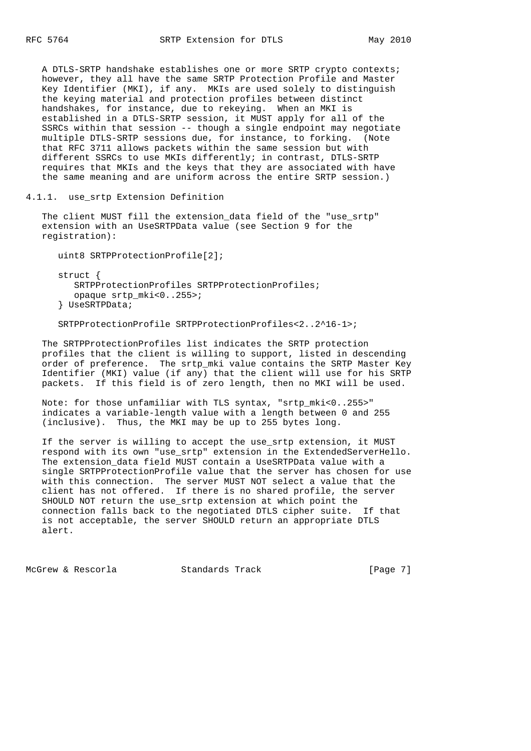A DTLS-SRTP handshake establishes one or more SRTP crypto contexts; however, they all have the same SRTP Protection Profile and Master Key Identifier (MKI), if any. MKIs are used solely to distinguish the keying material and protection profiles between distinct handshakes, for instance, due to rekeying. When an MKI is established in a DTLS-SRTP session, it MUST apply for all of the SSRCs within that session -- though a single endpoint may negotiate multiple DTLS-SRTP sessions due, for instance, to forking. (Note that RFC 3711 allows packets within the same session but with different SSRCs to use MKIs differently; in contrast, DTLS-SRTP requires that MKIs and the keys that they are associated with have the same meaning and are uniform across the entire SRTP session.)

#### 4.1.1. use_srtp Extension Definition

The client MUST fill the extension_data field of the "use_srtp" extension with an UseSRTPData value (see Section 9 for the registration):

```
uint8 SRTPProtectionProfile[2];

struct {
   SRTPProtectionProfiles SRTPProtectionProfiles;
   opaque srtp_mki<0..255>;
} UseSRTPData;

SRTPProtectionProfile SRTPProtectionProfiles<2..2^16-1>;
```

The SRTPProtectionProfiles list indicates the SRTP protection profiles that the client is willing to support, listed in descending order of preference. The srtp_mki value contains the SRTP Master Key Identifier (MKI) value (if any) that the client will use for his SRTP packets. If this field is of zero length, then no MKI will be used.

Note: for those unfamiliar with TLS syntax, "srtp_mki<0..255>" indicates a variable-length value with a length between 0 and 255 (inclusive). Thus, the MKI may be up to 255 bytes long.

If the server is willing to accept the use_srtp extension, it MUST respond with its own "use_srtp" extension in the ExtendedServerHello. The extension_data field MUST contain a UseSRTPData value with a single SRTPProtectionProfile value that the server has chosen for use with this connection. The server MUST NOT select a value that the client has not offered. If there is no shared profile, the server SHOULD NOT return the use_srtp extension at which point the connection falls back to the negotiated DTLS cipher suite. If that is not acceptable, the server SHOULD return an appropriate DTLS alert.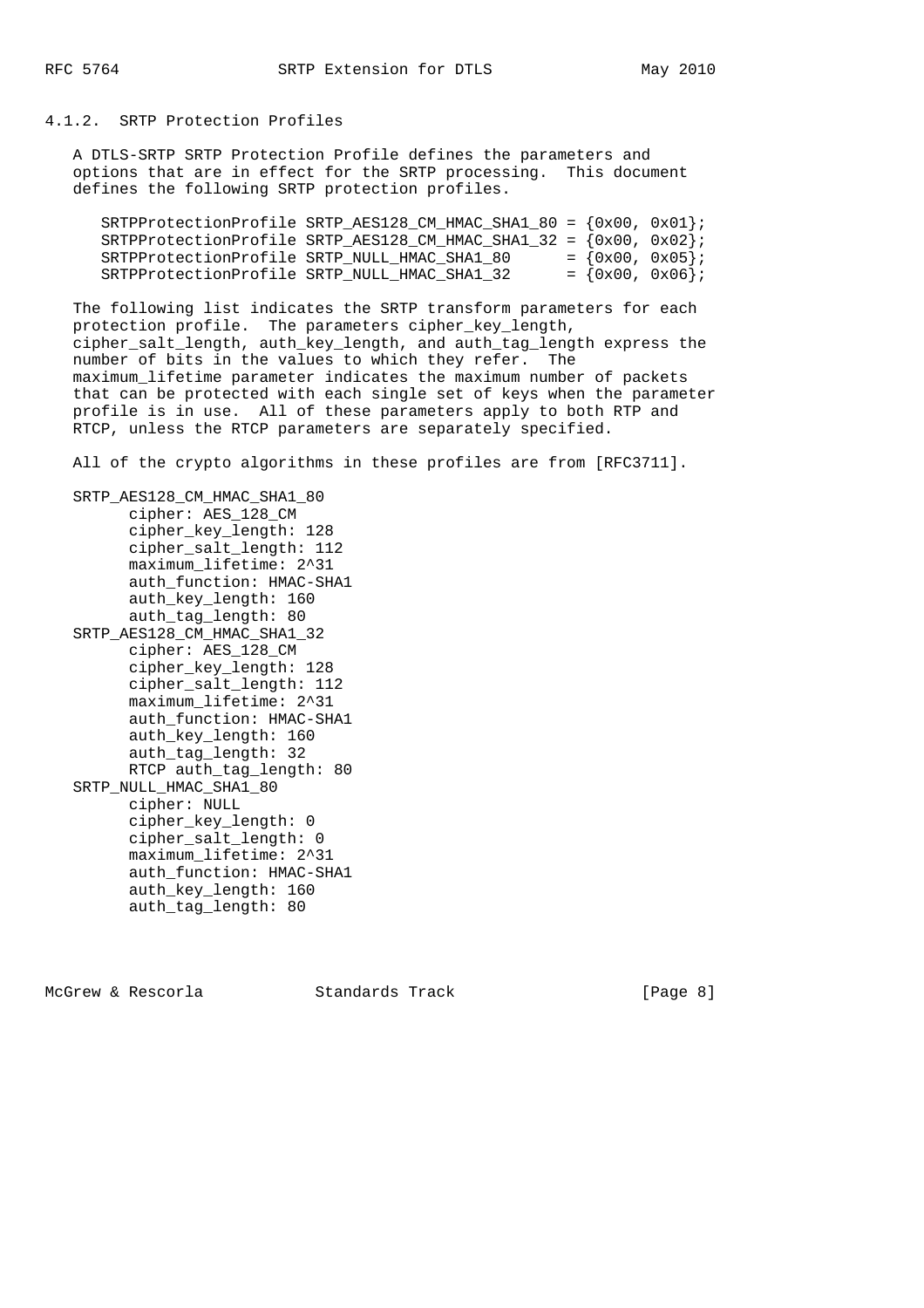### 4.1.2. SRTP Protection Profiles

A DTLS-SRTP SRTP Protection Profile defines the parameters and options that are in effect for the SRTP processing. This document defines the following SRTP protection profiles.

```
SRTPProtectionProfile SRTP_AES128_CM_HMAC_SHA1_80 = {0x00, 0x01};
SRTPProtectionProfile SRTP_AES128_CM_HMAC_SHA1_32 = {0x00, 0x02};
SRTPProtectionProfile SRTP_NULL_HMAC_SHA1_80      = {0x00, 0x05};
SRTPProtectionProfile SRTP_NULL_HMAC_SHA1_32      = {0x00, 0x06};
```

The following list indicates the SRTP transform parameters for each protection profile. The parameters cipher_key_length, cipher_salt_length, auth_key_length, and auth_tag_length express the number of bits in the values to which they refer. The maximum_lifetime parameter indicates the maximum number of packets that can be protected with each single set of keys when the parameter profile is in use. All of these parameters apply to both RTP and RTCP, unless the RTCP parameters are separately specified.

All of the crypto algorithms in these profiles are from [RFC3711].

```
SRTP_AES128_CM_HMAC_SHA1_80
      cipher: AES_128_CM
      cipher_key_length: 128
      cipher_salt_length: 112
      maximum_lifetime: 2^31
      auth_function: HMAC-SHA1
      auth_key_length: 160
      auth_tag_length: 80
SRTP_AES128_CM_HMAC_SHA1_32
      cipher: AES_128_CM
      cipher_key_length: 128
      cipher_salt_length: 112
      maximum_lifetime: 2^31
      auth_function: HMAC-SHA1
      auth_key_length: 160
      auth_tag_length: 32
      RTCP auth_tag_length: 80
SRTP_NULL_HMAC_SHA1_80
      cipher: NULL
      cipher_key_length: 0
      cipher_salt_length: 0
      maximum_lifetime: 2^31
      auth_function: HMAC-SHA1
      auth_key_length: 160
      auth_tag_length: 80
```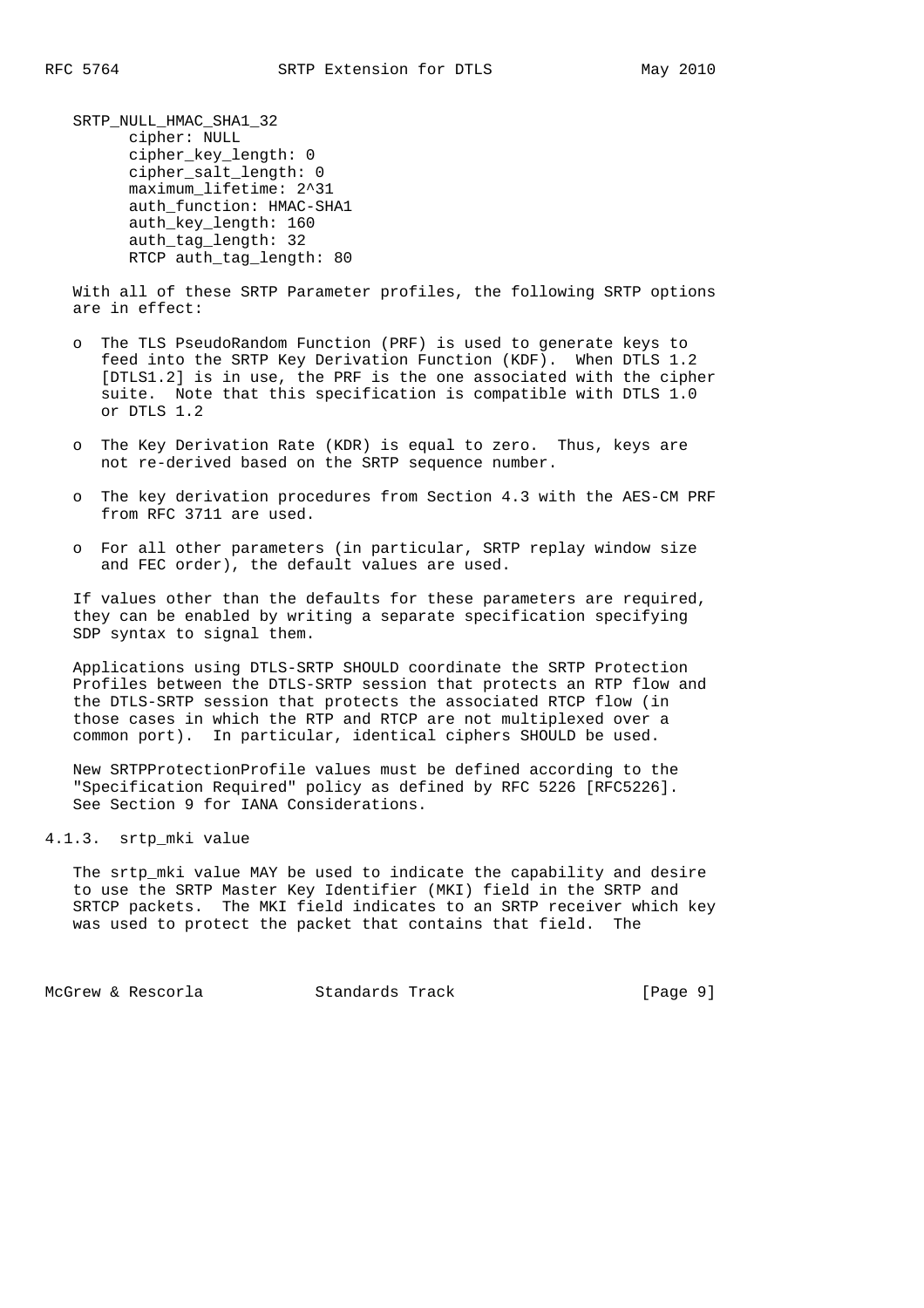```
SRTP_NULL_HMAC_SHA1_32
      cipher: NULL
      cipher_key_length: 0
      cipher_salt_length: 0
      maximum_lifetime: 2^31
      auth_function: HMAC-SHA1
      auth_key_length: 160
      auth_tag_length: 32
      RTCP auth_tag_length: 80
```

With all of these SRTP Parameter profiles, the following SRTP options are in effect:

- The TLS PseudoRandom Function (PRF) is used to generate keys to feed into the SRTP Key Derivation Function (KDF). When DTLS 1.2 [DTLS1.2] is in use, the PRF is the one associated with the cipher suite. Note that this specification is compatible with DTLS 1.0 or DTLS 1.2
- The Key Derivation Rate (KDR) is equal to zero. Thus, keys are not re-derived based on the SRTP sequence number.
- The key derivation procedures from Section 4.3 with the AES-CM PRF from RFC 3711 are used.
- For all other parameters (in particular, SRTP replay window size and FEC order), the default values are used.

If values other than the defaults for these parameters are required, they can be enabled by writing a separate specification specifying SDP syntax to signal them.

Applications using DTLS-SRTP SHOULD coordinate the SRTP Protection Profiles between the DTLS-SRTP session that protects an RTP flow and the DTLS-SRTP session that protects the associated RTCP flow (in those cases in which the RTP and RTCP are not multiplexed over a common port). In particular, identical ciphers SHOULD be used.

New SRTPProtectionProfile values must be defined according to the "Specification Required" policy as defined by RFC 5226 [RFC5226]. See Section 9 for IANA Considerations.

#### 4.1.3. srtp_mki value

The srtp_mki value MAY be used to indicate the capability and desire to use the SRTP Master Key Identifier (MKI) field in the SRTP and SRTCP packets. The MKI field indicates to an SRTP receiver which key was used to protect the packet that contains that field. The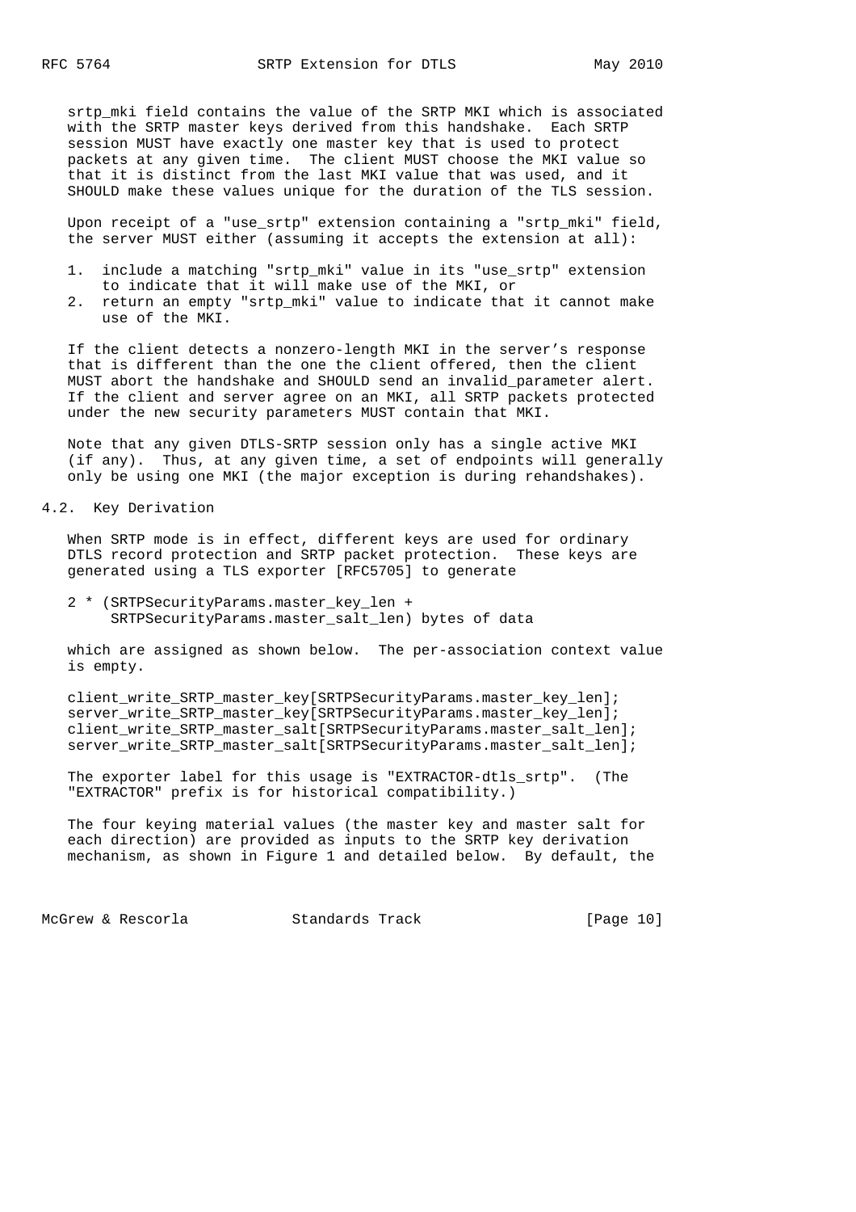srtp_mki field contains the value of the SRTP MKI which is associated with the SRTP master keys derived from this handshake. Each SRTP session MUST have exactly one master key that is used to protect packets at any given time. The client MUST choose the MKI value so that it is distinct from the last MKI value that was used, and it SHOULD make these values unique for the duration of the TLS session.

Upon receipt of a "use_srtp" extension containing a "srtp_mki" field, the server MUST either (assuming it accepts the extension at all):

1. include a matching "srtp_mki" value in its "use_srtp" extension to indicate that it will make use of the MKI, or
2. return an empty "srtp_mki" value to indicate that it cannot make use of the MKI.

If the client detects a nonzero-length MKI in the server's response that is different than the one the client offered, then the client MUST abort the handshake and SHOULD send an invalid_parameter alert. If the client and server agree on an MKI, all SRTP packets protected under the new security parameters MUST contain that MKI.

Note that any given DTLS-SRTP session only has a single active MKI (if any). Thus, at any given time, a set of endpoints will generally only be using one MKI (the major exception is during rehandshakes).

## 4.2. Key Derivation

When SRTP mode is in effect, different keys are used for ordinary DTLS record protection and SRTP packet protection. These keys are generated using a TLS exporter [RFC5705] to generate

```
2 * (SRTPSecurityParams.master_key_len +
     SRTPSecurityParams.master_salt_len) bytes of data
```

which are assigned as shown below. The per-association context value is empty.

```
client_write_SRTP_master_key[SRTPSecurityParams.master_key_len];
server_write_SRTP_master_key[SRTPSecurityParams.master_key_len];
client_write_SRTP_master_salt[SRTPSecurityParams.master_salt_len];
server_write_SRTP_master_salt[SRTPSecurityParams.master_salt_len];
```

The exporter label for this usage is "EXTRACTOR-dtls_srtp". (The "EXTRACTOR" prefix is for historical compatibility.)

The four keying material values (the master key and master salt for each direction) are provided as inputs to the SRTP key derivation mechanism, as shown in Figure 1 and detailed below. By default, the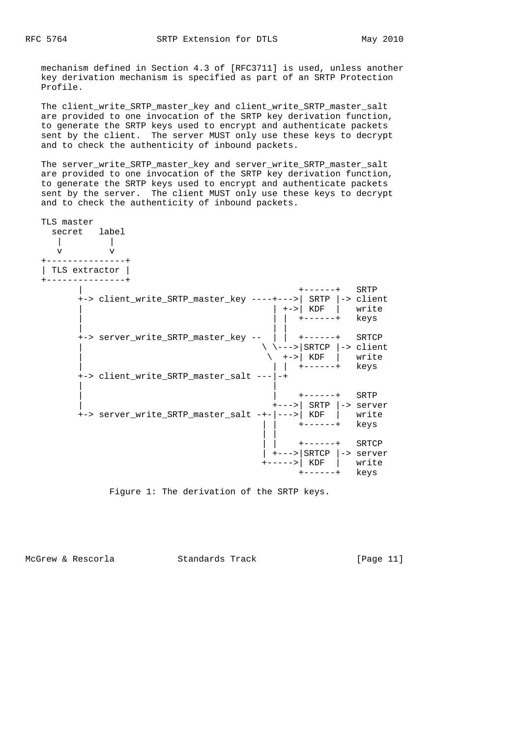mechanism defined in Section 4.3 of [RFC3711] is used, unless another key derivation mechanism is specified as part of an SRTP Protection Profile.

The client_write_SRTP_master_key and client_write_SRTP_master_salt are provided to one invocation of the SRTP key derivation function, to generate the SRTP keys used to encrypt and authenticate packets sent by the client. The server MUST only use these keys to decrypt and to check the authenticity of inbound packets.

The server_write_SRTP_master_key and server_write_SRTP_master_salt are provided to one invocation of the SRTP key derivation function, to generate the SRTP keys used to encrypt and authenticate packets sent by the server. The client MUST only use these keys to decrypt and to check the authenticity of inbound packets.

```
TLS master
  secret   label
   |         |
   v         v
+---------------+
| TLS extractor |
+---------------+
       |                                         +------+   SRTP
       +-> client_write_SRTP_master_key ----+--->| SRTP |-> client
       |                                    | +->| KDF  |   write
       |                                    | |  +------+   keys
       |                                    | |
       +-> server_write_SRTP_master_key --  | |  +------+   SRTCP
       |                                  \ \--->|SRTCP |-> client
       |                                   \  +->| KDF  |   write
       |                                    | |  +------+   keys
       +-> client_write_SRTP_master_salt ---|-+
       |                                    |
       |                                    |    +------+   SRTP
       |                                    +--->| SRTP |-> server
       +-> server_write_SRTP_master_salt -+-|--->| KDF  |   write
                                          | |    +------+   keys
                                          | |
                                          | |    +------+   SRTCP
                                          | +--->|SRTCP |-> server
                                          +----->| KDF  |   write
                                                 +------+   keys
```

Figure 1: The derivation of the SRTP keys.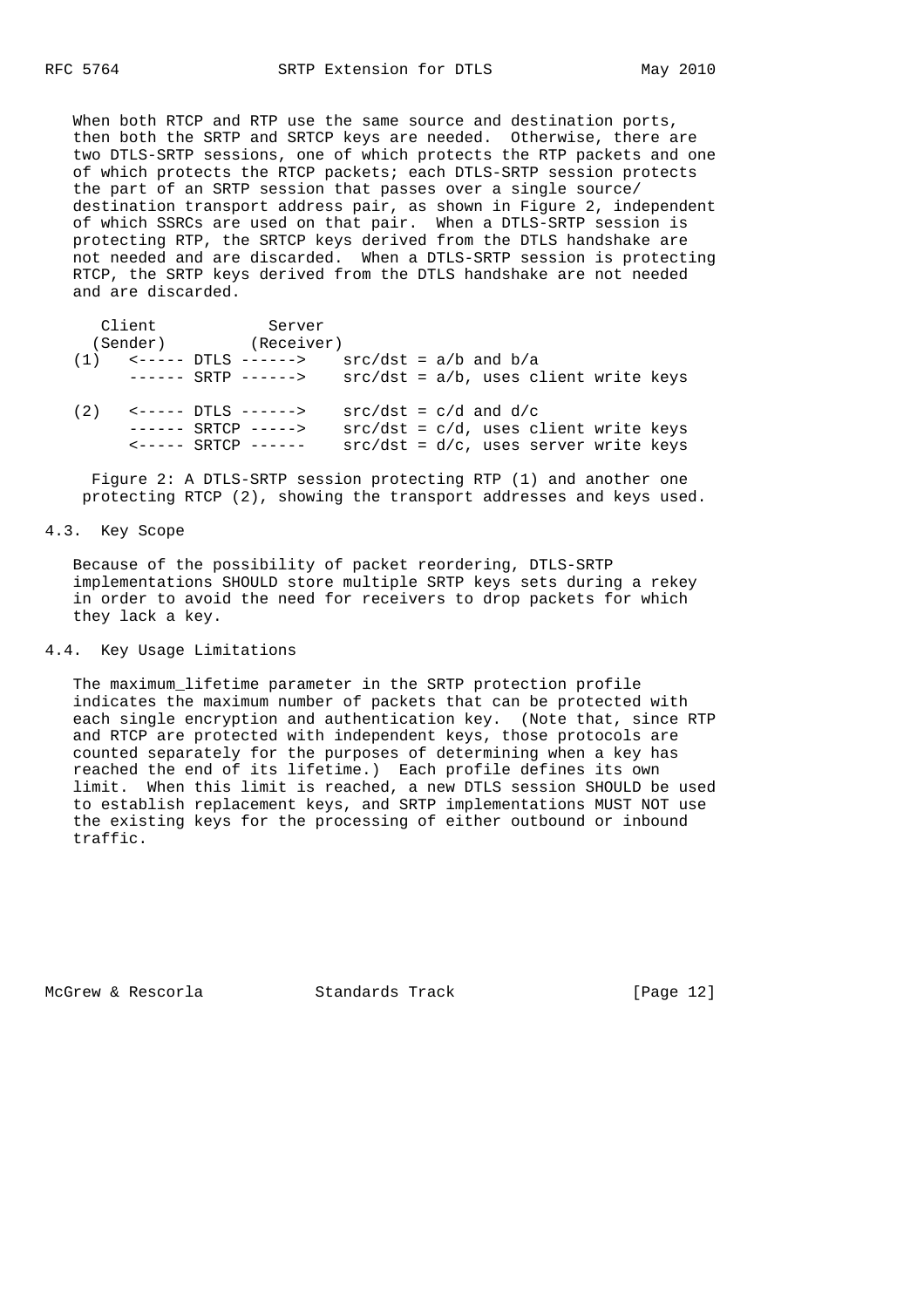When both RTCP and RTP use the same source and destination ports, then both the SRTP and SRTCP keys are needed. Otherwise, there are two DTLS-SRTP sessions, one of which protects the RTP packets and one of which protects the RTCP packets; each DTLS-SRTP session protects the part of an SRTP session that passes over a single source/destination transport address pair, as shown in Figure 2, independent of which SSRCs are used on that pair. When a DTLS-SRTP session is protecting RTP, the SRTCP keys derived from the DTLS handshake are not needed and are discarded. When a DTLS-SRTP session is protecting RTCP, the SRTP keys derived from the DTLS handshake are not needed and are discarded.

```
    Client            Server
   (Sender)         (Receiver)
  (1)   <----- DTLS ------>    src/dst = a/b and b/a
        ------ SRTP ------>    src/dst = a/b, uses client write keys

  (2)   <----- DTLS ------>    src/dst = c/d and d/c
        ------ SRTCP ----->    src/dst = c/d, uses client write keys
        <----- SRTCP ------    src/dst = d/c, uses server write keys
```

Figure 2: A DTLS-SRTP session protecting RTP (1) and another one protecting RTCP (2), showing the transport addresses and keys used.

## 4.3. Key Scope

Because of the possibility of packet reordering, DTLS-SRTP implementations SHOULD store multiple SRTP keys sets during a rekey in order to avoid the need for receivers to drop packets for which they lack a key.

## 4.4. Key Usage Limitations

The maximum_lifetime parameter in the SRTP protection profile indicates the maximum number of packets that can be protected with each single encryption and authentication key. (Note that, since RTP and RTCP are protected with independent keys, those protocols are counted separately for the purposes of determining when a key has reached the end of its lifetime.) Each profile defines its own limit. When this limit is reached, a new DTLS session SHOULD be used to establish replacement keys, and SRTP implementations MUST NOT use the existing keys for the processing of either outbound or inbound traffic.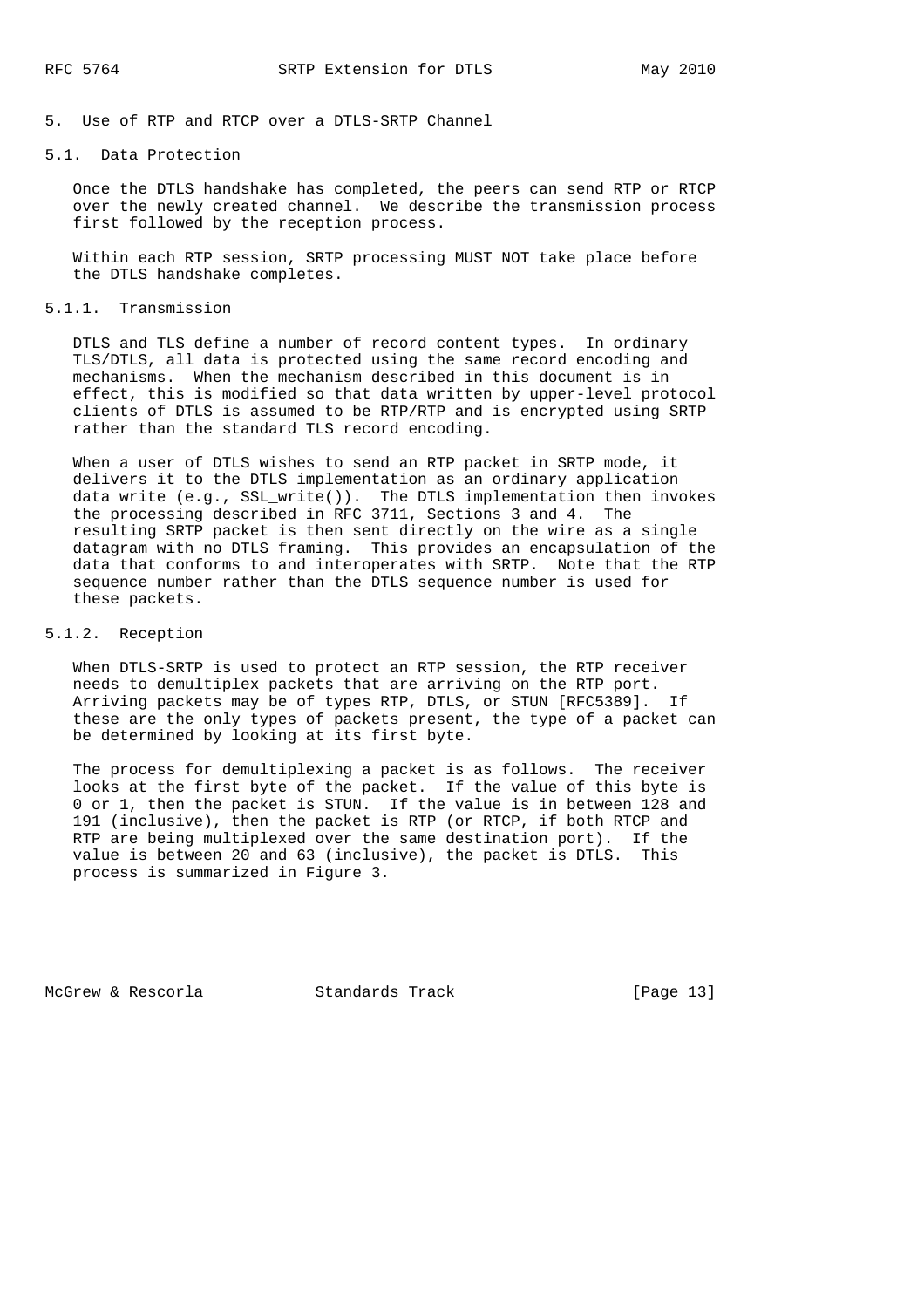## 5. Use of RTP and RTCP over a DTLS-SRTP Channel

### 5.1. Data Protection

Once the DTLS handshake has completed, the peers can send RTP or RTCP over the newly created channel. We describe the transmission process first followed by the reception process.

Within each RTP session, SRTP processing MUST NOT take place before the DTLS handshake completes.

#### 5.1.1. Transmission

DTLS and TLS define a number of record content types. In ordinary TLS/DTLS, all data is protected using the same record encoding and mechanisms. When the mechanism described in this document is in effect, this is modified so that data written by upper-level protocol clients of DTLS is assumed to be RTP/RTP and is encrypted using SRTP rather than the standard TLS record encoding.

When a user of DTLS wishes to send an RTP packet in SRTP mode, it delivers it to the DTLS implementation as an ordinary application data write (e.g., SSL_write()). The DTLS implementation then invokes the processing described in RFC 3711, Sections 3 and 4. The resulting SRTP packet is then sent directly on the wire as a single datagram with no DTLS framing. This provides an encapsulation of the data that conforms to and interoperates with SRTP. Note that the RTP sequence number rather than the DTLS sequence number is used for these packets.

#### 5.1.2. Reception

When DTLS-SRTP is used to protect an RTP session, the RTP receiver needs to demultiplex packets that are arriving on the RTP port. Arriving packets may be of types RTP, DTLS, or STUN [RFC5389]. If these are the only types of packets present, the type of a packet can be determined by looking at its first byte.

The process for demultiplexing a packet is as follows. The receiver looks at the first byte of the packet. If the value of this byte is 0 or 1, then the packet is STUN. If the value is in between 128 and 191 (inclusive), then the packet is RTP (or RTCP, if both RTCP and RTP are being multiplexed over the same destination port). If the value is between 20 and 63 (inclusive), the packet is DTLS. This process is summarized in Figure 3.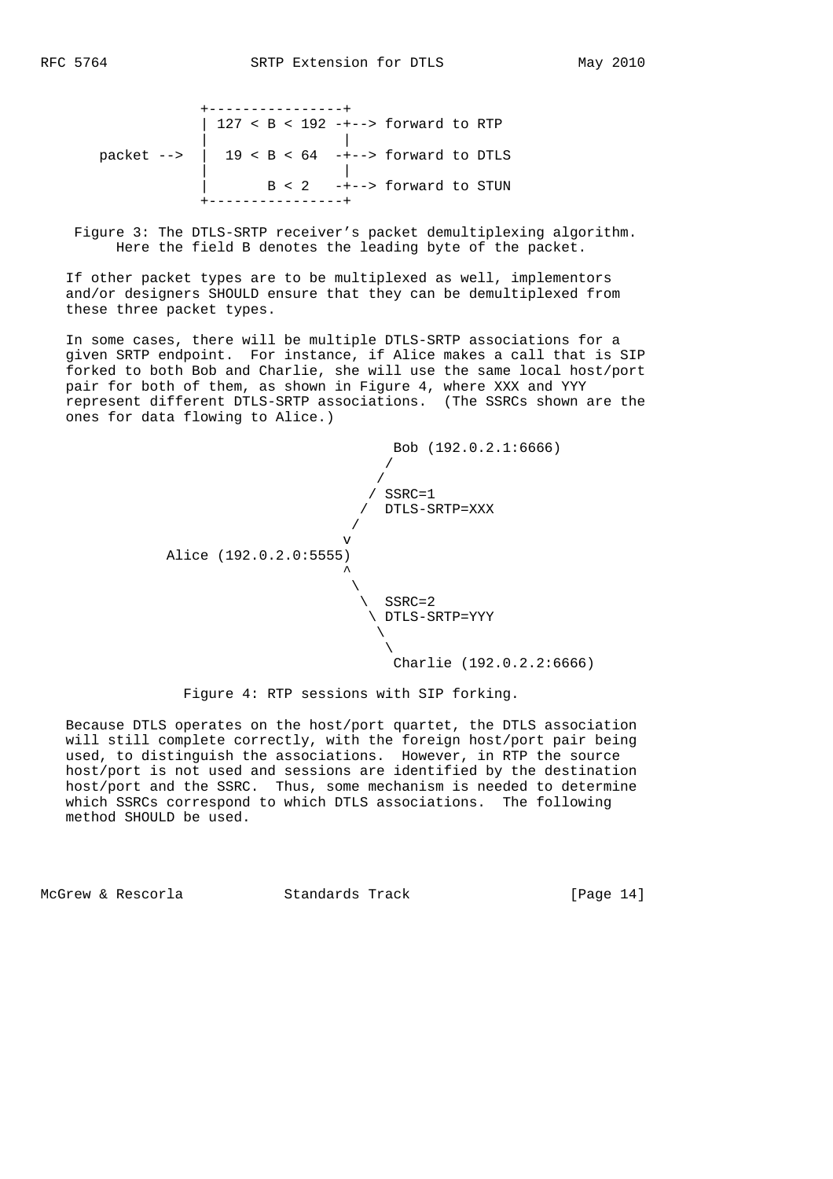```
                +----------------+
                | 127 < B < 192 -+--> forward to RTP
                |                |
    packet -->  |  19 < B < 64  -+--> forward to DTLS
                |                |
                |       B < 2   -+--> forward to STUN
                +----------------+
```

Figure 3: The DTLS-SRTP receiver's packet demultiplexing algorithm. Here the field B denotes the leading byte of the packet.

If other packet types are to be multiplexed as well, implementors and/or designers SHOULD ensure that they can be demultiplexed from these three packet types.

In some cases, there will be multiple DTLS-SRTP associations for a given SRTP endpoint. For instance, if Alice makes a call that is SIP forked to both Bob and Charlie, she will use the same local host/port pair for both of them, as shown in Figure 4, where XXX and YYY represent different DTLS-SRTP associations. (The SSRCs shown are the ones for data flowing to Alice.)

```
                                  Bob (192.0.2.1:6666)
                                 /
                                /
                               / SSRC=1
                              /  DTLS-SRTP=XXX
                             /
                            v
           Alice (192.0.2.0:5555)
                            ^
                             \
                              \  SSRC=2
                               \ DTLS-SRTP=YYY
                                \
                                 \
                                  Charlie (192.0.2.2:6666)
```

Figure 4: RTP sessions with SIP forking.

Because DTLS operates on the host/port quartet, the DTLS association will still complete correctly, with the foreign host/port pair being used, to distinguish the associations. However, in RTP the source host/port is not used and sessions are identified by the destination host/port and the SSRC. Thus, some mechanism is needed to determine which SSRCs correspond to which DTLS associations. The following method SHOULD be used.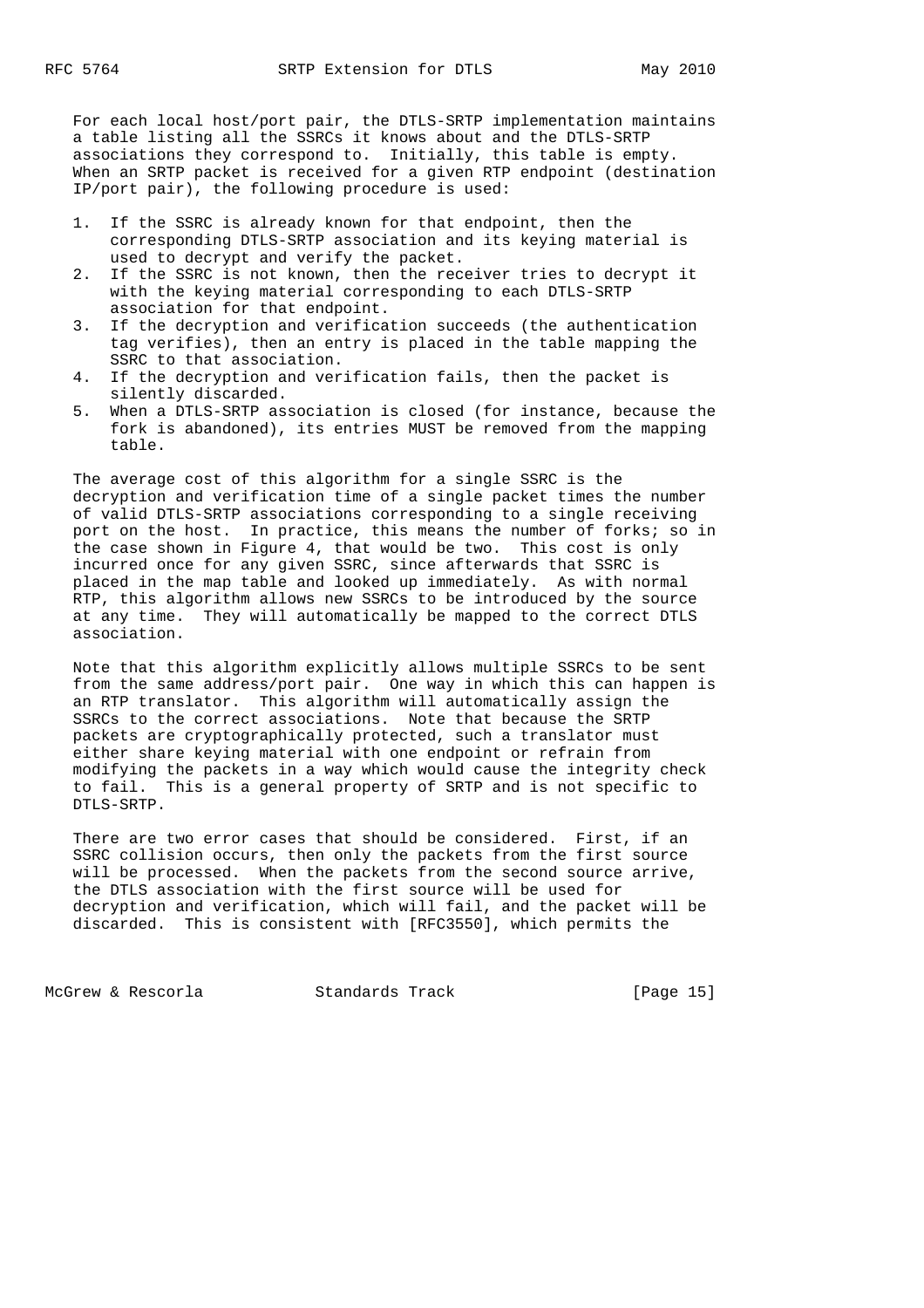For each local host/port pair, the DTLS-SRTP implementation maintains a table listing all the SSRCs it knows about and the DTLS-SRTP associations they correspond to. Initially, this table is empty. When an SRTP packet is received for a given RTP endpoint (destination IP/port pair), the following procedure is used:

1. If the SSRC is already known for that endpoint, then the corresponding DTLS-SRTP association and its keying material is used to decrypt and verify the packet.
2. If the SSRC is not known, then the receiver tries to decrypt it with the keying material corresponding to each DTLS-SRTP association for that endpoint.
3. If the decryption and verification succeeds (the authentication tag verifies), then an entry is placed in the table mapping the SSRC to that association.
4. If the decryption and verification fails, then the packet is silently discarded.
5. When a DTLS-SRTP association is closed (for instance, because the fork is abandoned), its entries MUST be removed from the mapping table.

The average cost of this algorithm for a single SSRC is the decryption and verification time of a single packet times the number of valid DTLS-SRTP associations corresponding to a single receiving port on the host. In practice, this means the number of forks; so in the case shown in Figure 4, that would be two. This cost is only incurred once for any given SSRC, since afterwards that SSRC is placed in the map table and looked up immediately. As with normal RTP, this algorithm allows new SSRCs to be introduced by the source at any time. They will automatically be mapped to the correct DTLS association.

Note that this algorithm explicitly allows multiple SSRCs to be sent from the same address/port pair. One way in which this can happen is an RTP translator. This algorithm will automatically assign the SSRCs to the correct associations. Note that because the SRTP packets are cryptographically protected, such a translator must either share keying material with one endpoint or refrain from modifying the packets in a way which would cause the integrity check to fail. This is a general property of SRTP and is not specific to DTLS-SRTP.

There are two error cases that should be considered. First, if an SSRC collision occurs, then only the packets from the first source will be processed. When the packets from the second source arrive, the DTLS association with the first source will be used for decryption and verification, which will fail, and the packet will be discarded. This is consistent with [RFC3550], which permits the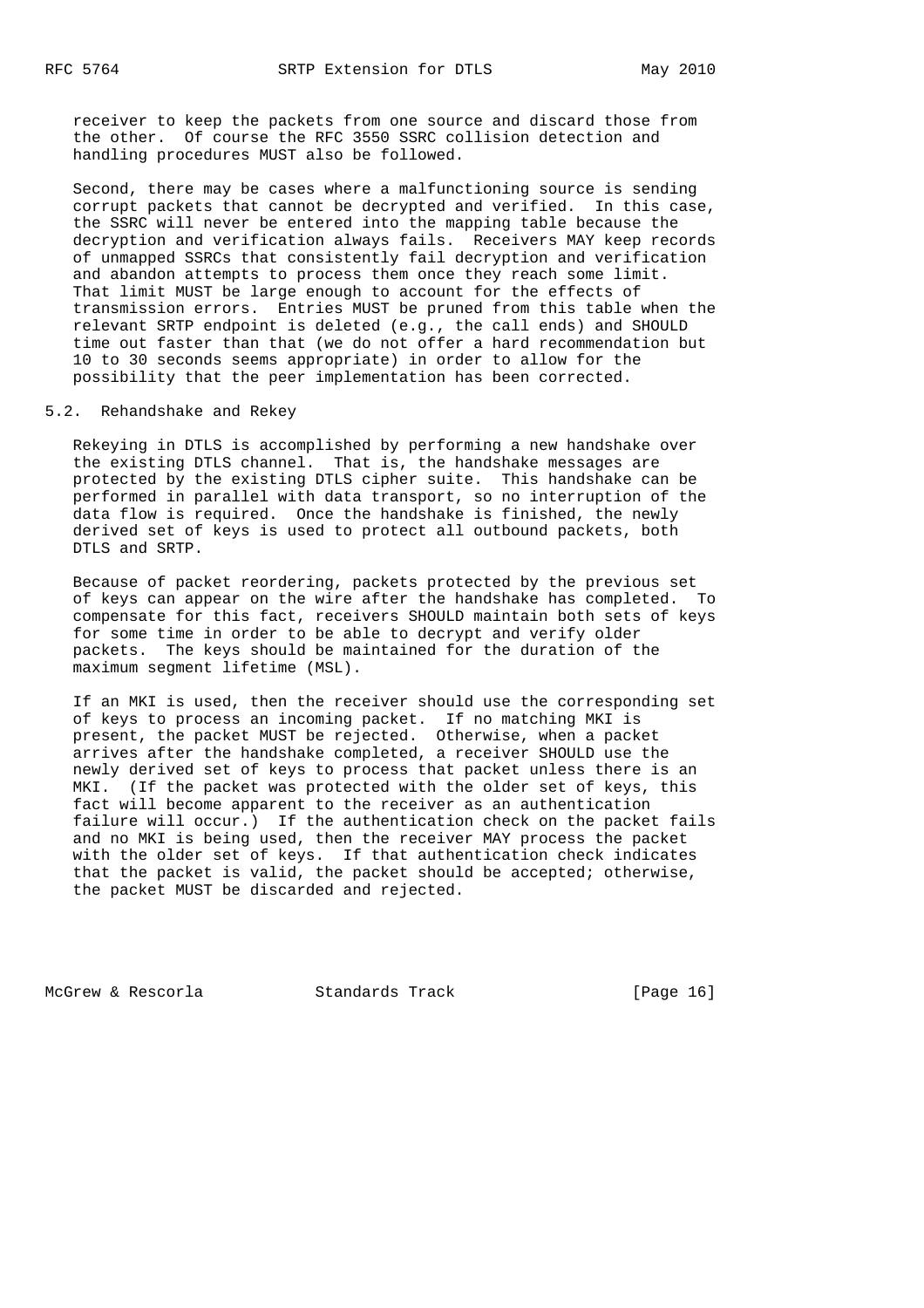receiver to keep the packets from one source and discard those from the other. Of course the RFC 3550 SSRC collision detection and handling procedures MUST also be followed.

Second, there may be cases where a malfunctioning source is sending corrupt packets that cannot be decrypted and verified. In this case, the SSRC will never be entered into the mapping table because the decryption and verification always fails. Receivers MAY keep records of unmapped SSRCs that consistently fail decryption and verification and abandon attempts to process them once they reach some limit. That limit MUST be large enough to account for the effects of transmission errors. Entries MUST be pruned from this table when the relevant SRTP endpoint is deleted (e.g., the call ends) and SHOULD time out faster than that (we do not offer a hard recommendation but 10 to 30 seconds seems appropriate) in order to allow for the possibility that the peer implementation has been corrected.

## 5.2. Rehandshake and Rekey

Rekeying in DTLS is accomplished by performing a new handshake over the existing DTLS channel. That is, the handshake messages are protected by the existing DTLS cipher suite. This handshake can be performed in parallel with data transport, so no interruption of the data flow is required. Once the handshake is finished, the newly derived set of keys is used to protect all outbound packets, both DTLS and SRTP.

Because of packet reordering, packets protected by the previous set of keys can appear on the wire after the handshake has completed. To compensate for this fact, receivers SHOULD maintain both sets of keys for some time in order to be able to decrypt and verify older packets. The keys should be maintained for the duration of the maximum segment lifetime (MSL).

If an MKI is used, then the receiver should use the corresponding set of keys to process an incoming packet. If no matching MKI is present, the packet MUST be rejected. Otherwise, when a packet arrives after the handshake completed, a receiver SHOULD use the newly derived set of keys to process that packet unless there is an MKI. (If the packet was protected with the older set of keys, this fact will become apparent to the receiver as an authentication failure will occur.) If the authentication check on the packet fails and no MKI is being used, then the receiver MAY process the packet with the older set of keys. If that authentication check indicates that the packet is valid, the packet should be accepted; otherwise, the packet MUST be discarded and rejected.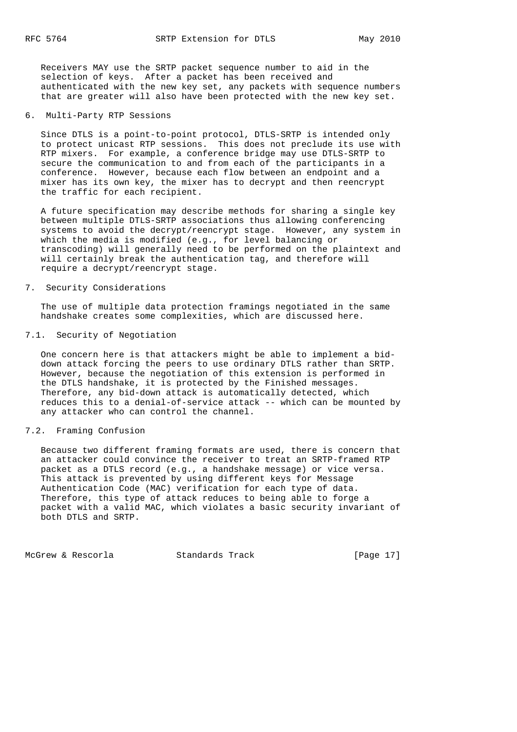Receivers MAY use the SRTP packet sequence number to aid in the selection of keys. After a packet has been received and authenticated with the new key set, any packets with sequence numbers that are greater will also have been protected with the new key set.

## 6. Multi-Party RTP Sessions

Since DTLS is a point-to-point protocol, DTLS-SRTP is intended only to protect unicast RTP sessions. This does not preclude its use with RTP mixers. For example, a conference bridge may use DTLS-SRTP to secure the communication to and from each of the participants in a conference. However, because each flow between an endpoint and a mixer has its own key, the mixer has to decrypt and then reencrypt the traffic for each recipient.

A future specification may describe methods for sharing a single key between multiple DTLS-SRTP associations thus allowing conferencing systems to avoid the decrypt/reencrypt stage. However, any system in which the media is modified (e.g., for level balancing or transcoding) will generally need to be performed on the plaintext and will certainly break the authentication tag, and therefore will require a decrypt/reencrypt stage.

## 7. Security Considerations

The use of multiple data protection framings negotiated in the same handshake creates some complexities, which are discussed here.

### 7.1. Security of Negotiation

One concern here is that attackers might be able to implement a bid-down attack forcing the peers to use ordinary DTLS rather than SRTP. However, because the negotiation of this extension is performed in the DTLS handshake, it is protected by the Finished messages. Therefore, any bid-down attack is automatically detected, which reduces this to a denial-of-service attack -- which can be mounted by any attacker who can control the channel.

### 7.2. Framing Confusion

Because two different framing formats are used, there is concern that an attacker could convince the receiver to treat an SRTP-framed RTP packet as a DTLS record (e.g., a handshake message) or vice versa. This attack is prevented by using different keys for Message Authentication Code (MAC) verification for each type of data. Therefore, this type of attack reduces to being able to forge a packet with a valid MAC, which violates a basic security invariant of both DTLS and SRTP.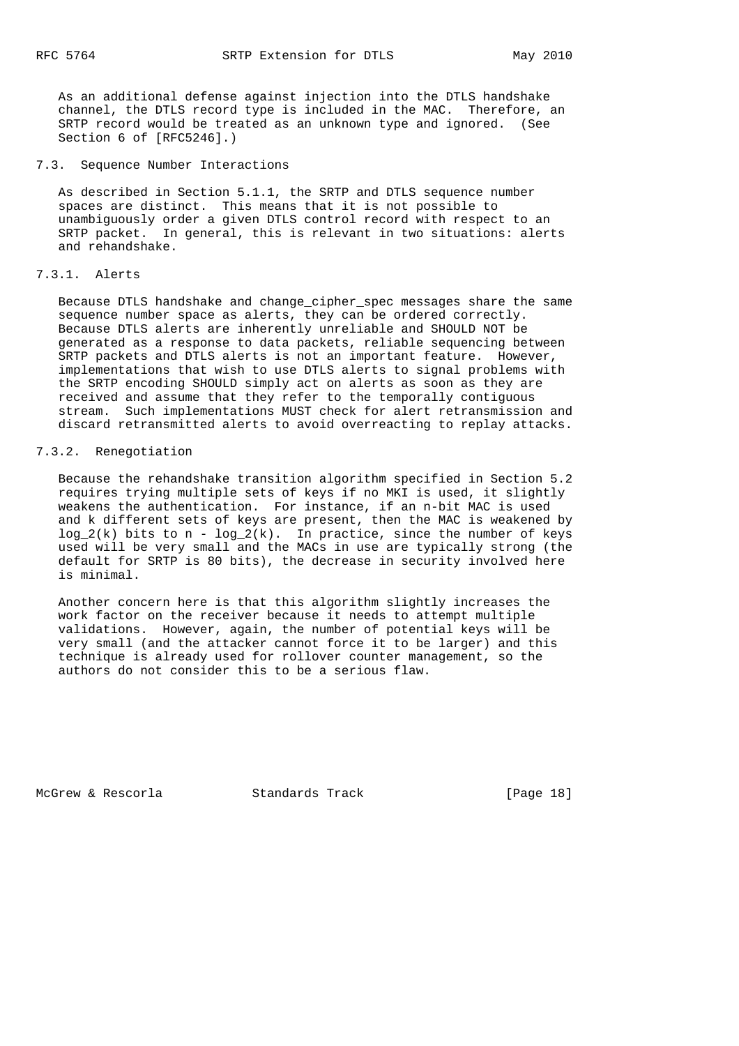As an additional defense against injection into the DTLS handshake channel, the DTLS record type is included in the MAC. Therefore, an SRTP record would be treated as an unknown type and ignored. (See Section 6 of [RFC5246].)

### 7.3. Sequence Number Interactions

As described in Section 5.1.1, the SRTP and DTLS sequence number spaces are distinct. This means that it is not possible to unambiguously order a given DTLS control record with respect to an SRTP packet. In general, this is relevant in two situations: alerts and rehandshake.

#### 7.3.1. Alerts

Because DTLS handshake and change_cipher_spec messages share the same sequence number space as alerts, they can be ordered correctly. Because DTLS alerts are inherently unreliable and SHOULD NOT be generated as a response to data packets, reliable sequencing between SRTP packets and DTLS alerts is not an important feature. However, implementations that wish to use DTLS alerts to signal problems with the SRTP encoding SHOULD simply act on alerts as soon as they are received and assume that they refer to the temporally contiguous stream. Such implementations MUST check for alert retransmission and discard retransmitted alerts to avoid overreacting to replay attacks.

#### 7.3.2. Renegotiation

Because the rehandshake transition algorithm specified in Section 5.2 requires trying multiple sets of keys if no MKI is used, it slightly weakens the authentication. For instance, if an n-bit MAC is used and k different sets of keys are present, then the MAC is weakened by $\log_2(k)$ bits to $n - \log_2(k)$. In practice, since the number of keys used will be very small and the MACs in use are typically strong (the default for SRTP is 80 bits), the decrease in security involved here is minimal.

Another concern here is that this algorithm slightly increases the work factor on the receiver because it needs to attempt multiple validations. However, again, the number of potential keys will be very small (and the attacker cannot force it to be larger) and this technique is already used for rollover counter management, so the authors do not consider this to be a serious flaw.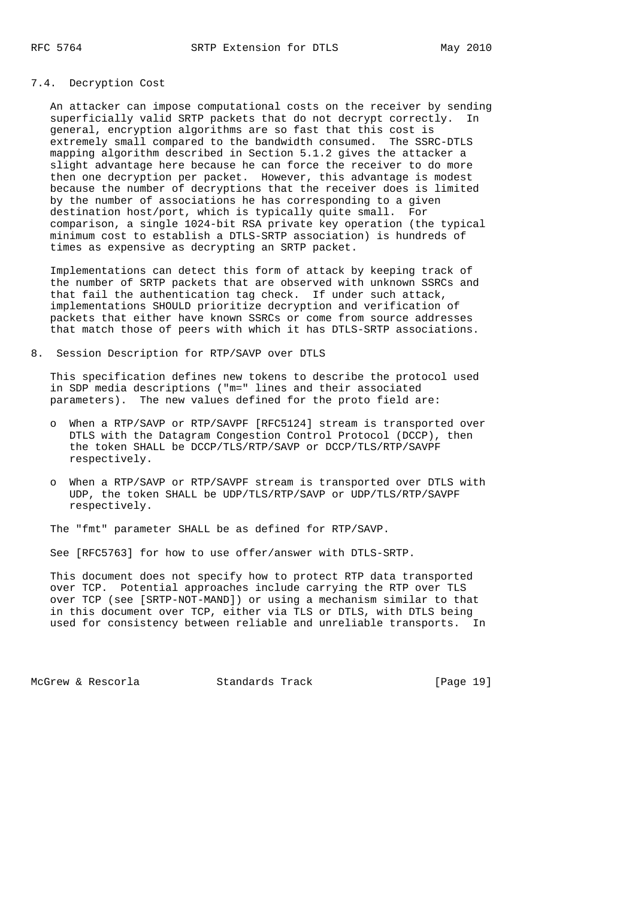### 7.4. Decryption Cost

An attacker can impose computational costs on the receiver by sending superficially valid SRTP packets that do not decrypt correctly. In general, encryption algorithms are so fast that this cost is extremely small compared to the bandwidth consumed. The SSRC-DTLS mapping algorithm described in Section 5.1.2 gives the attacker a slight advantage here because he can force the receiver to do more then one decryption per packet. However, this advantage is modest because the number of decryptions that the receiver does is limited by the number of associations he has corresponding to a given destination host/port, which is typically quite small. For comparison, a single 1024-bit RSA private key operation (the typical minimum cost to establish a DTLS-SRTP association) is hundreds of times as expensive as decrypting an SRTP packet.

Implementations can detect this form of attack by keeping track of the number of SRTP packets that are observed with unknown SSRCs and that fail the authentication tag check. If under such attack, implementations SHOULD prioritize decryption and verification of packets that either have known SSRCs or come from source addresses that match those of peers with which it has DTLS-SRTP associations.

## 8. Session Description for RTP/SAVP over DTLS

This specification defines new tokens to describe the protocol used in SDP media descriptions ("m=" lines and their associated parameters). The new values defined for the proto field are:

- When a RTP/SAVP or RTP/SAVPF [RFC5124] stream is transported over DTLS with the Datagram Congestion Control Protocol (DCCP), then the token SHALL be DCCP/TLS/RTP/SAVP or DCCP/TLS/RTP/SAVPF respectively.
- When a RTP/SAVP or RTP/SAVPF stream is transported over DTLS with UDP, the token SHALL be UDP/TLS/RTP/SAVP or UDP/TLS/RTP/SAVPF respectively.

The "fmt" parameter SHALL be as defined for RTP/SAVP.

See [RFC5763] for how to use offer/answer with DTLS-SRTP.

This document does not specify how to protect RTP data transported over TCP. Potential approaches include carrying the RTP over TLS over TCP (see [SRTP-NOT-MAND]) or using a mechanism similar to that in this document over TCP, either via TLS or DTLS, with DTLS being used for consistency between reliable and unreliable transports. In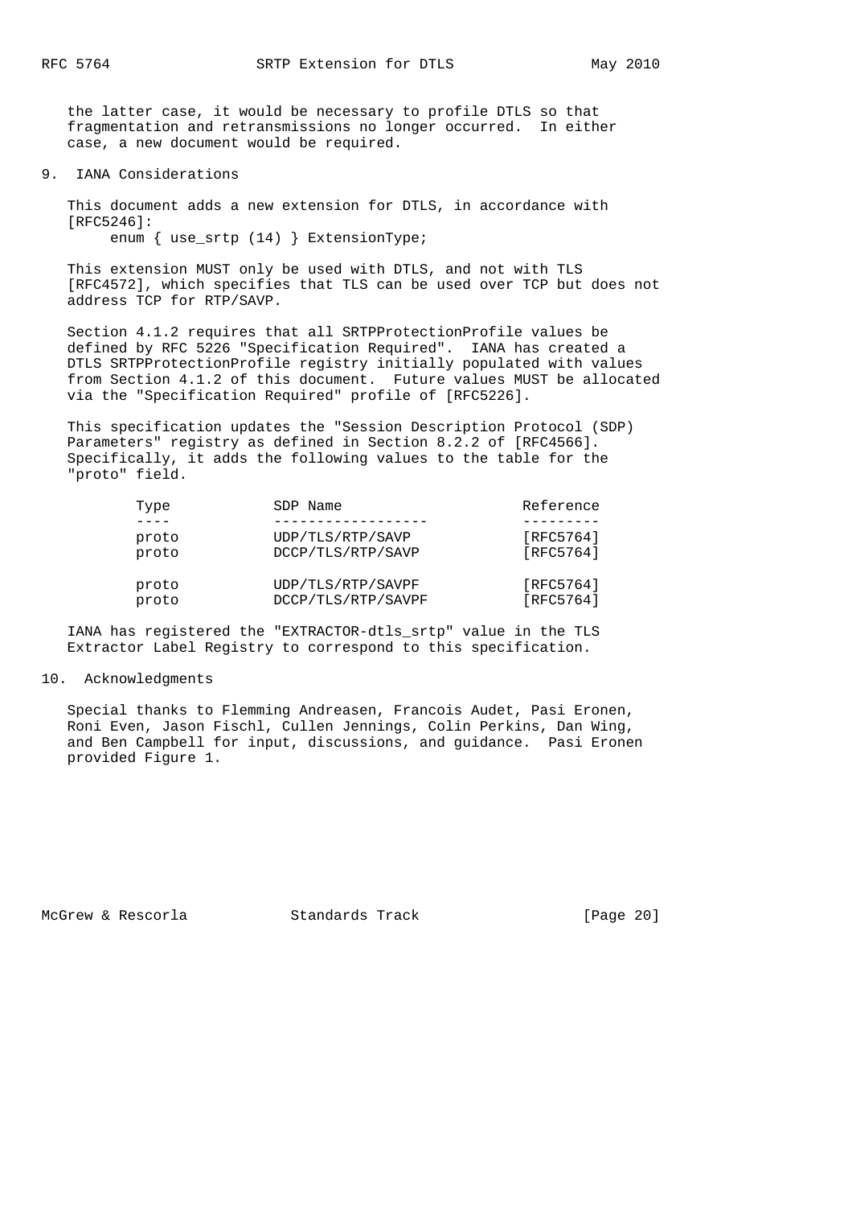the latter case, it would be necessary to profile DTLS so that fragmentation and retransmissions no longer occurred. In either case, a new document would be required.

## 9. IANA Considerations

This document adds a new extension for DTLS, in accordance with [RFC5246]:

```
enum { use_srtp (14) } ExtensionType;
```

This extension MUST only be used with DTLS, and not with TLS [RFC4572], which specifies that TLS can be used over TCP but does not address TCP for RTP/SAVP.

Section 4.1.2 requires that all SRTPProtectionProfile values be defined by RFC 5226 "Specification Required". IANA has created a DTLS SRTPProtectionProfile registry initially populated with values from Section 4.1.2 of this document. Future values MUST be allocated via the "Specification Required" profile of [RFC5226].

This specification updates the "Session Description Protocol (SDP) Parameters" registry as defined in Section 8.2.2 of [RFC4566]. Specifically, it adds the following values to the table for the "proto" field.

| Type | SDP Name | Reference |
|---|---|---|
| proto | UDP/TLS/RTP/SAVP | [RFC5764] |
| proto | DCCP/TLS/RTP/SAVP | [RFC5764] |
| proto | UDP/TLS/RTP/SAVPF | [RFC5764] |
| proto | DCCP/TLS/RTP/SAVPF | [RFC5764] |

IANA has registered the "EXTRACTOR-dtls_srtp" value in the TLS Extractor Label Registry to correspond to this specification.

## 10. Acknowledgments

Special thanks to Flemming Andreasen, Francois Audet, Pasi Eronen, Roni Even, Jason Fischl, Cullen Jennings, Colin Perkins, Dan Wing, and Ben Campbell for input, discussions, and guidance. Pasi Eronen provided Figure 1.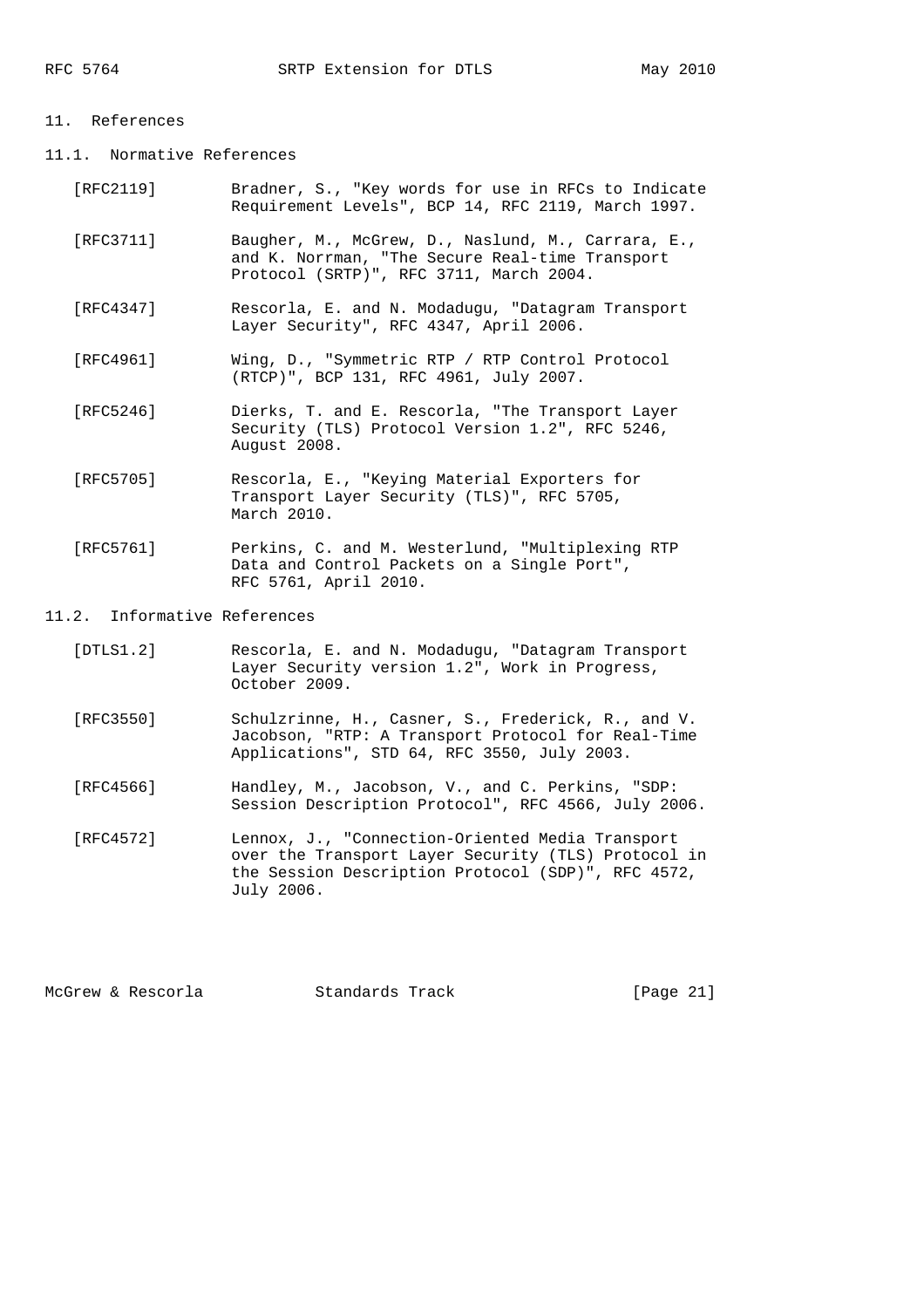## 11. References

### 11.1. Normative References

[RFC2119] Bradner, S., "Key words for use in RFCs to Indicate Requirement Levels", BCP 14, RFC 2119, March 1997.

[RFC3711] Baugher, M., McGrew, D., Naslund, M., Carrara, E., and K. Norrman, "The Secure Real-time Transport Protocol (SRTP)", RFC 3711, March 2004.

[RFC4347] Rescorla, E. and N. Modadugu, "Datagram Transport Layer Security", RFC 4347, April 2006.

[RFC4961] Wing, D., "Symmetric RTP / RTP Control Protocol (RTCP)", BCP 131, RFC 4961, July 2007.

[RFC5246] Dierks, T. and E. Rescorla, "The Transport Layer Security (TLS) Protocol Version 1.2", RFC 5246, August 2008.

[RFC5705] Rescorla, E., "Keying Material Exporters for Transport Layer Security (TLS)", RFC 5705, March 2010.

[RFC5761] Perkins, C. and M. Westerlund, "Multiplexing RTP Data and Control Packets on a Single Port", RFC 5761, April 2010.

### 11.2. Informative References

[DTLS1.2] Rescorla, E. and N. Modadugu, "Datagram Transport Layer Security version 1.2", Work in Progress, October 2009.

[RFC3550] Schulzrinne, H., Casner, S., Frederick, R., and V. Jacobson, "RTP: A Transport Protocol for Real-Time Applications", STD 64, RFC 3550, July 2003.

[RFC4566] Handley, M., Jacobson, V., and C. Perkins, "SDP: Session Description Protocol", RFC 4566, July 2006.

[RFC4572] Lennox, J., "Connection-Oriented Media Transport over the Transport Layer Security (TLS) Protocol in the Session Description Protocol (SDP)", RFC 4572, July 2006.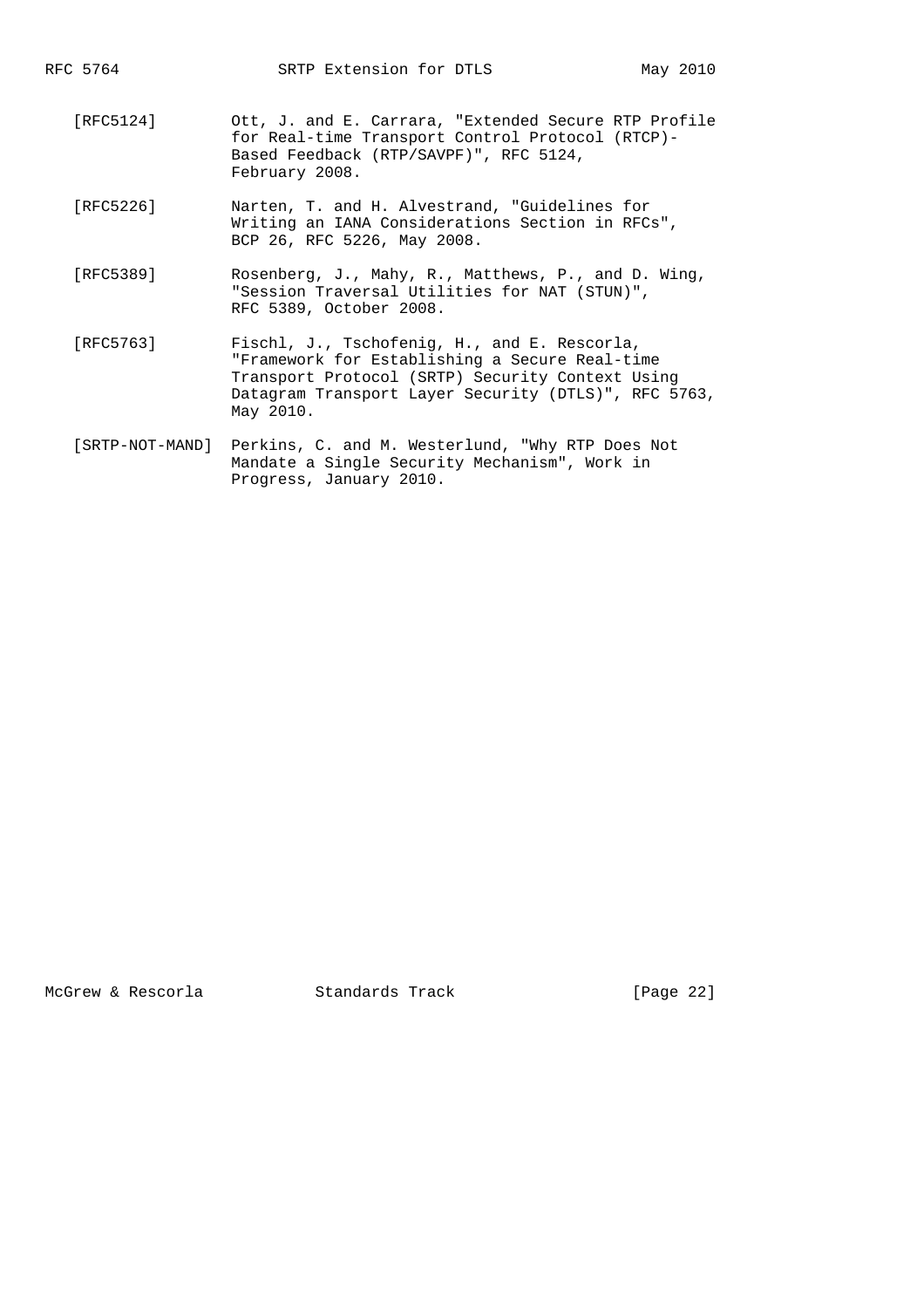[RFC5124] Ott, J. and E. Carrara, "Extended Secure RTP Profile for Real-time Transport Control Protocol (RTCP)-Based Feedback (RTP/SAVPF)", RFC 5124, February 2008.

[RFC5226] Narten, T. and H. Alvestrand, "Guidelines for Writing an IANA Considerations Section in RFCs", BCP 26, RFC 5226, May 2008.

[RFC5389] Rosenberg, J., Mahy, R., Matthews, P., and D. Wing, "Session Traversal Utilities for NAT (STUN)", RFC 5389, October 2008.

[RFC5763] Fischl, J., Tschofenig, H., and E. Rescorla, "Framework for Establishing a Secure Real-time Transport Protocol (SRTP) Security Context Using Datagram Transport Layer Security (DTLS)", RFC 5763, May 2010.

[SRTP-NOT-MAND] Perkins, C. and M. Westerlund, "Why RTP Does Not Mandate a Single Security Mechanism", Work in Progress, January 2010.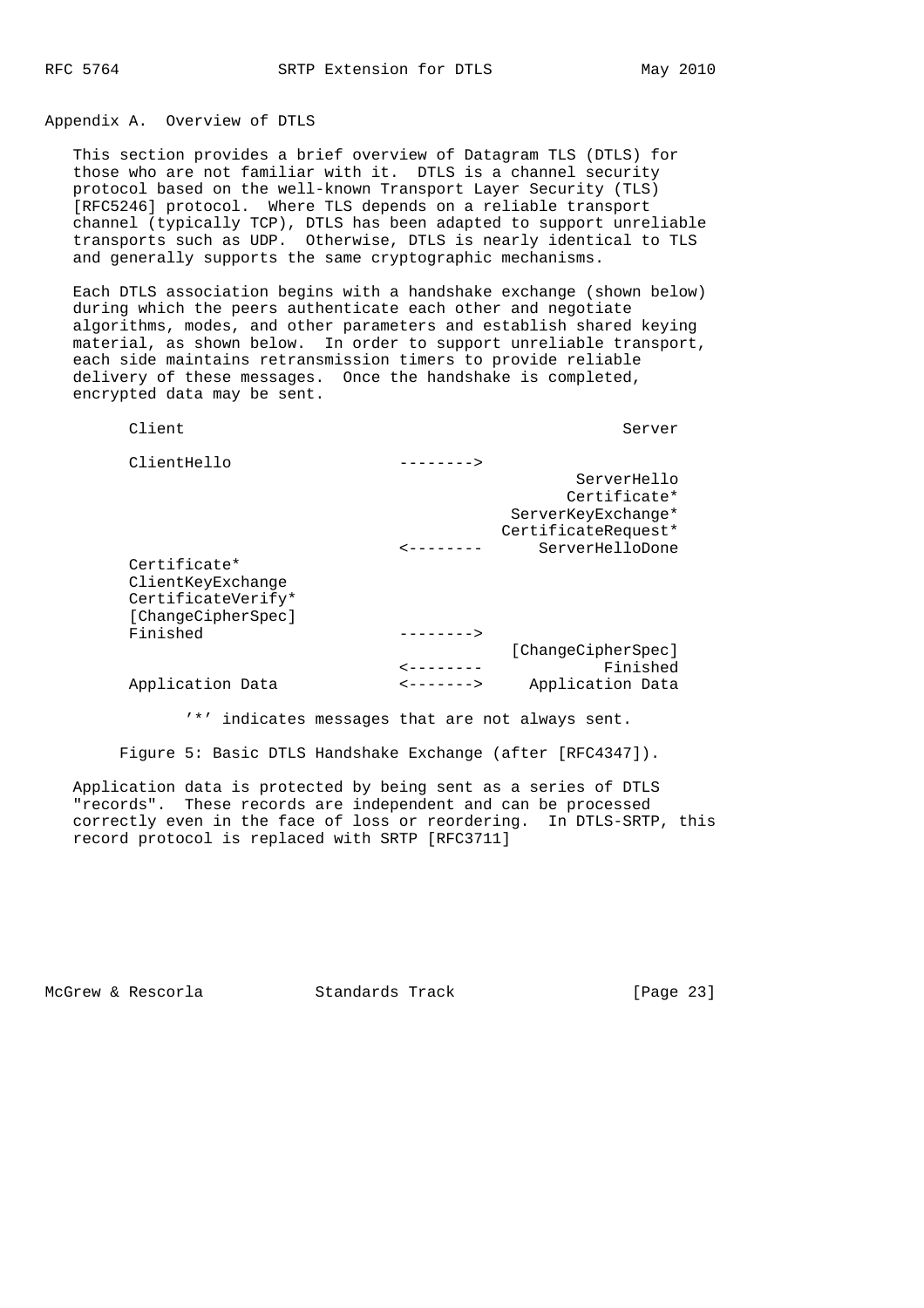# Appendix A. Overview of DTLS

This section provides a brief overview of Datagram TLS (DTLS) for those who are not familiar with it. DTLS is a channel security protocol based on the well-known Transport Layer Security (TLS) [RFC5246] protocol. Where TLS depends on a reliable transport channel (typically TCP), DTLS has been adapted to support unreliable transports such as UDP. Otherwise, DTLS is nearly identical to TLS and generally supports the same cryptographic mechanisms.

Each DTLS association begins with a handshake exchange (shown below) during which the peers authenticate each other and negotiate algorithms, modes, and other parameters and establish shared keying material, as shown below. In order to support unreliable transport, each side maintains retransmission timers to provide reliable delivery of these messages. Once the handshake is completed, encrypted data may be sent.

```
Client                                               Server

ClientHello                  -------->
                                                ServerHello
                                               Certificate*
                                         ServerKeyExchange*
                                        CertificateRequest*
                             <--------      ServerHelloDone
Certificate*
ClientKeyExchange
CertificateVerify*
[ChangeCipherSpec]
Finished                     -------->
                                         [ChangeCipherSpec]
                             <--------             Finished
Application Data             <------->     Application Data

          '*' indicates messages that are not always sent.
```

Figure 5: Basic DTLS Handshake Exchange (after [RFC4347]).

Application data is protected by being sent as a series of DTLS "records". These records are independent and can be processed correctly even in the face of loss or reordering. In DTLS-SRTP, this record protocol is replaced with SRTP [RFC3711]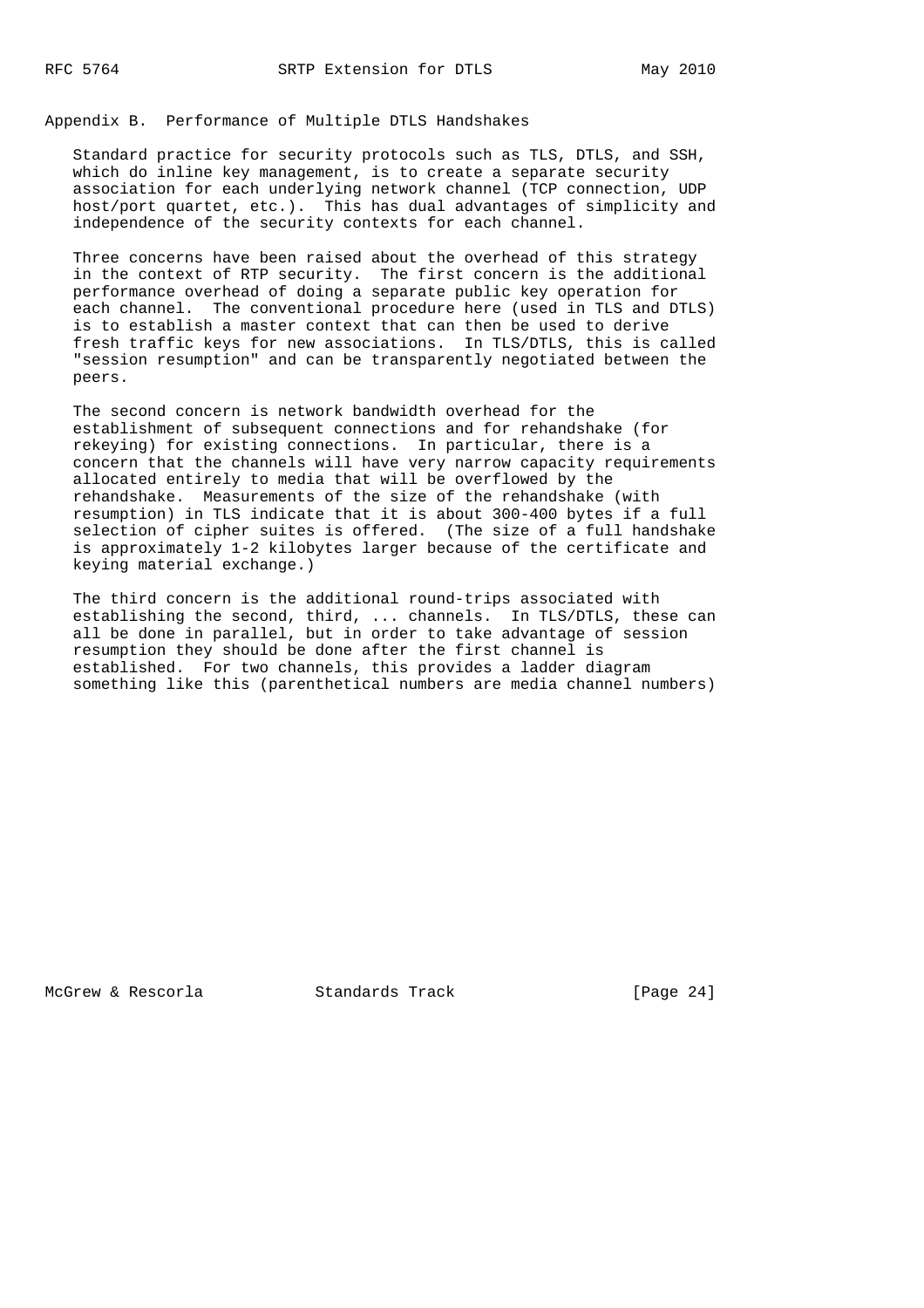## Appendix B. Performance of Multiple DTLS Handshakes

Standard practice for security protocols such as TLS, DTLS, and SSH, which do inline key management, is to create a separate security association for each underlying network channel (TCP connection, UDP host/port quartet, etc.). This has dual advantages of simplicity and independence of the security contexts for each channel.

Three concerns have been raised about the overhead of this strategy in the context of RTP security. The first concern is the additional performance overhead of doing a separate public key operation for each channel. The conventional procedure here (used in TLS and DTLS) is to establish a master context that can then be used to derive fresh traffic keys for new associations. In TLS/DTLS, this is called "session resumption" and can be transparently negotiated between the peers.

The second concern is network bandwidth overhead for the establishment of subsequent connections and for rehandshake (for rekeying) for existing connections. In particular, there is a concern that the channels will have very narrow capacity requirements allocated entirely to media that will be overflowed by the rehandshake. Measurements of the size of the rehandshake (with resumption) in TLS indicate that it is about 300-400 bytes if a full selection of cipher suites is offered. (The size of a full handshake is approximately 1-2 kilobytes larger because of the certificate and keying material exchange.)

The third concern is the additional round-trips associated with establishing the second, third, ... channels. In TLS/DTLS, these can all be done in parallel, but in order to take advantage of session resumption they should be done after the first channel is established. For two channels, this provides a ladder diagram something like this (parenthetical numbers are media channel numbers)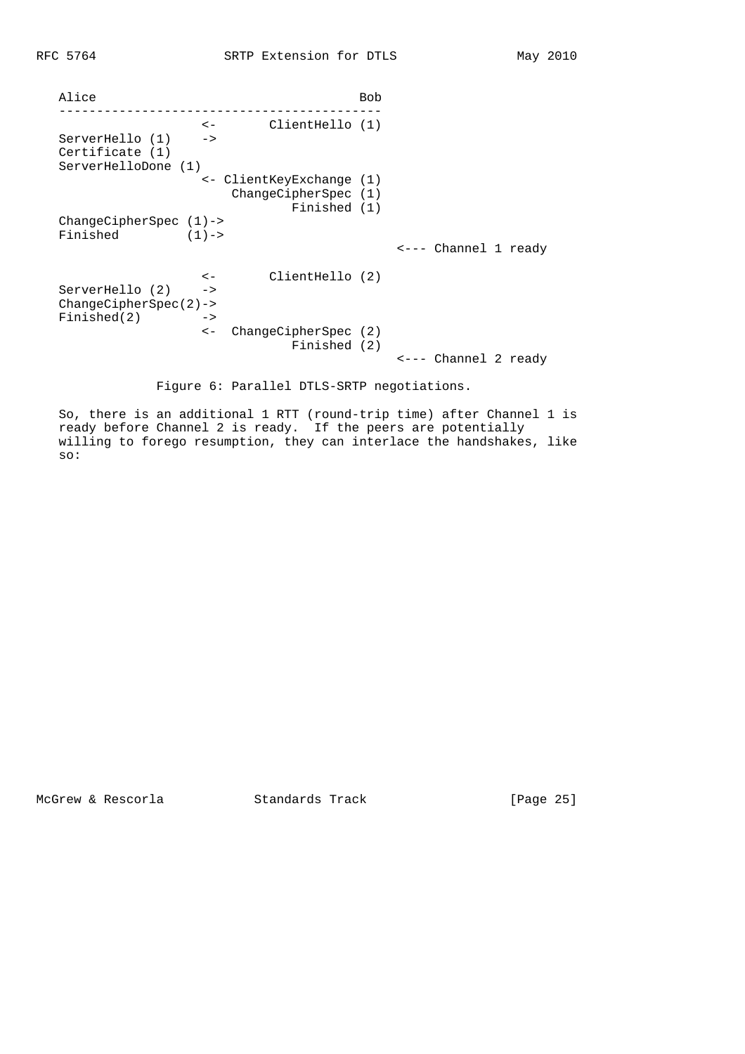```
   Alice                                       Bob
   -------------------------------------------
                      <-       ClientHello (1)
   ServerHello (1)    ->
   Certificate (1)
   ServerHelloDone (1)
                      <- ClientKeyExchange (1)
                          ChangeCipherSpec (1)
                                  Finished (1)
   ChangeCipherSpec (1)->
   Finished         (1)->
                                                <--- Channel 1 ready

                      <-       ClientHello (2)
   ServerHello (2)    ->
   ChangeCipherSpec(2)->
   Finished(2)        ->
                      <-  ChangeCipherSpec (2)
                                  Finished (2)
                                                <--- Channel 2 ready
```

Figure 6: Parallel DTLS-SRTP negotiations.

So, there is an additional 1 RTT (round-trip time) after Channel 1 is ready before Channel 2 is ready. If the peers are potentially willing to forego resumption, they can interlace the handshakes, like so: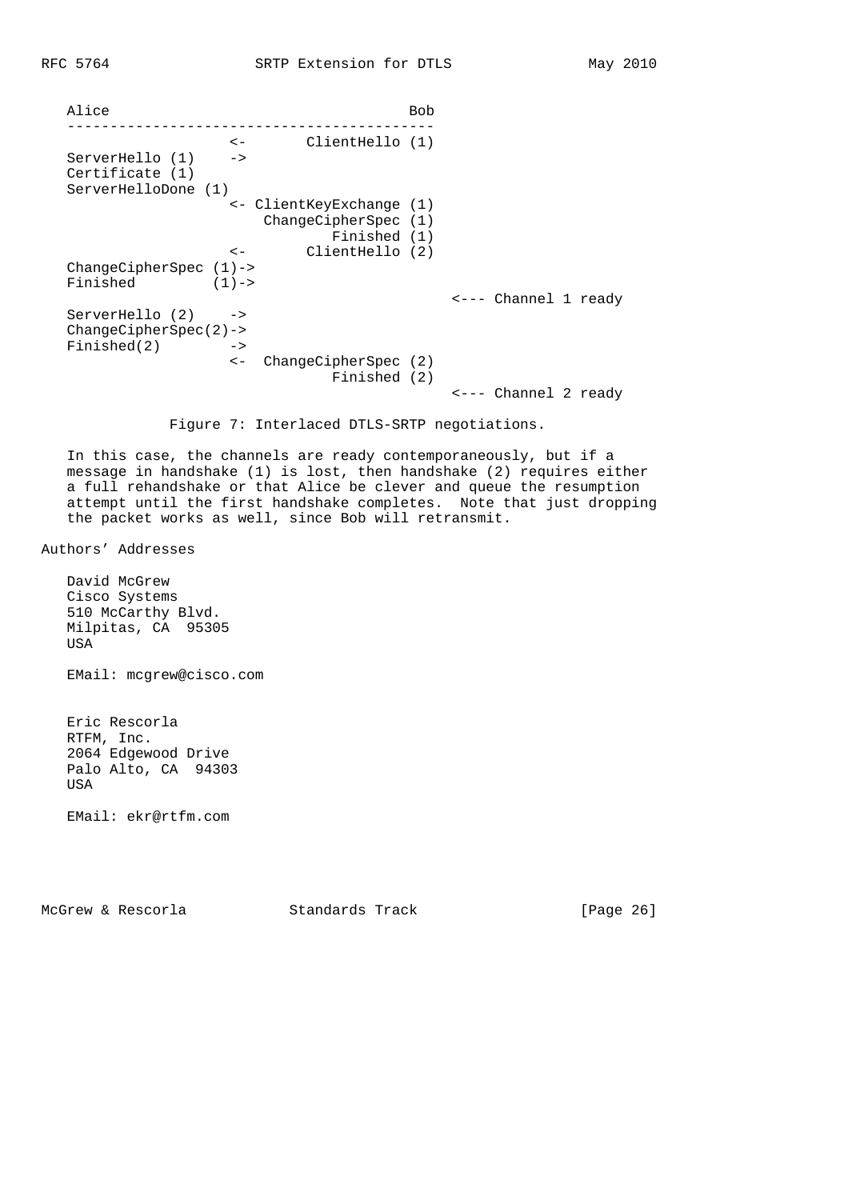```
   Alice                                       Bob
   -------------------------------------------
                      <-       ClientHello (1)
   ServerHello (1)    ->
   Certificate (1)
   ServerHelloDone (1)
                      <- ClientKeyExchange (1)
                          ChangeCipherSpec (1)
                                  Finished (1)
                      <-       ClientHello (2)
   ChangeCipherSpec (1)->
   Finished         (1)->
                                                 <--- Channel 1 ready
   ServerHello (2)    ->
   ChangeCipherSpec(2)->
   Finished(2)        ->
                      <-  ChangeCipherSpec (2)
                                  Finished (2)
                                                 <--- Channel 2 ready
```

Figure 7: Interlaced DTLS-SRTP negotiations.

In this case, the channels are ready contemporaneously, but if a message in handshake (1) is lost, then handshake (2) requires either a full rehandshake or that Alice be clever and queue the resumption attempt until the first handshake completes. Note that just dropping the packet works as well, since Bob will retransmit.

# Authors' Addresses

David McGrew
Cisco Systems
510 McCarthy Blvd.
Milpitas, CA 95305
USA

EMail: mcgrew@cisco.com

Eric Rescorla
RTFM, Inc.
2064 Edgewood Drive
Palo Alto, CA 94303
USA

EMail: ekr@rtfm.com